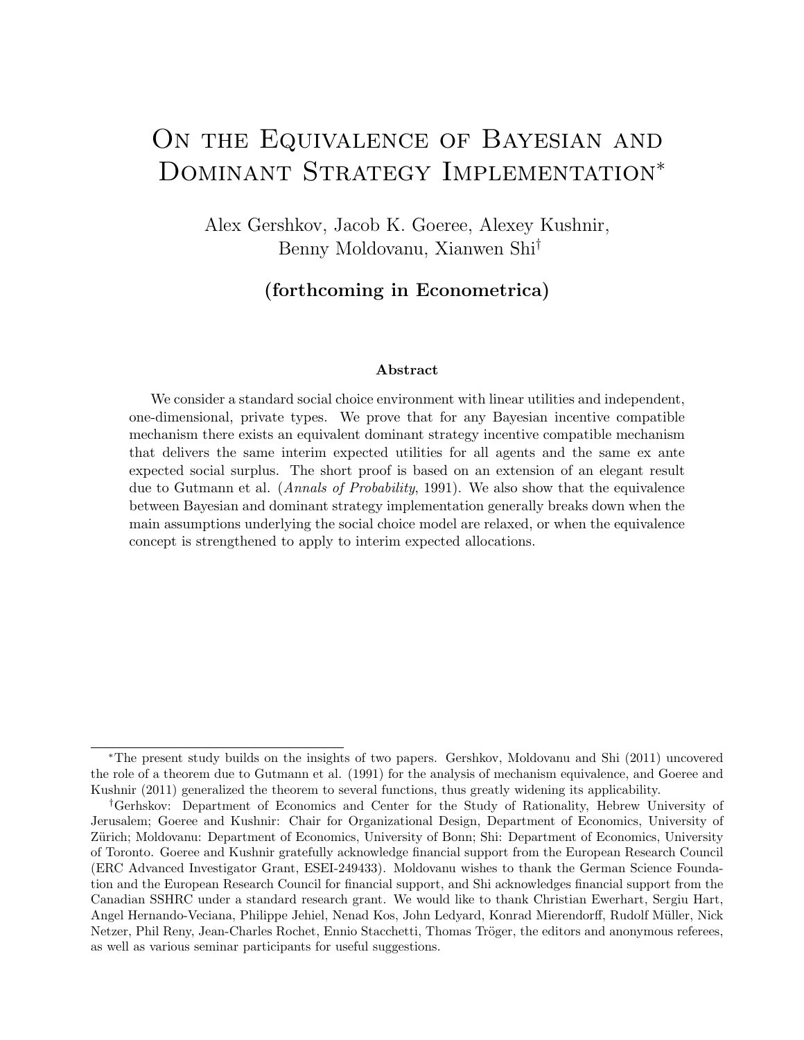# On the Equivalence of Bayesian and Dominant Strategy Implementation*

Alex Gershkov, Jacob K. Goeree, Alexey Kushnir, Benny Moldovanu, Xianwen Shi†

**(forthcoming in Econometrica)**

### Abstract

We consider a standard social choice environment with linear utilities and independent, one-dimensional, private types. We prove that for any Bayesian incentive compatible mechanism there exists an equivalent dominant strategy incentive compatible mechanism that delivers the same interim expected utilities for all agents and the same ex ante expected social surplus. The short proof is based on an extension of an elegant result due to Gutmann et al. (*Annals of Probability*, 1991). We also show that the equivalence between Bayesian and dominant strategy implementation generally breaks down when the main assumptions underlying the social choice model are relaxed, or when the equivalence concept is strengthened to apply to interim expected allocations.

---

*The present study builds on the insights of two papers. Gershkov, Moldovanu and Shi (2011) uncovered the role of a theorem due to Gutmann et al. (1991) for the analysis of mechanism equivalence, and Goeree and Kushnir (2011) generalized the theorem to several functions, thus greatly widening its applicability.

†Gerhskov: Department of Economics and Center for the Study of Rationality, Hebrew University of Jerusalem; Goeree and Kushnir: Chair for Organizational Design, Department of Economics, University of Zürich; Moldovanu: Department of Economics, University of Bonn; Shi: Department of Economics, University of Toronto. Goeree and Kushnir gratefully acknowledge financial support from the European Research Council (ERC Advanced Investigator Grant, ESEI-249433). Moldovanu wishes to thank the German Science Foundation and the European Research Council for financial support, and Shi acknowledges financial support from the Canadian SSHRC under a standard research grant. We would like to thank Christian Ewerhart, Sergiu Hart, Angel Hernando-Veciana, Philippe Jehiel, Nenad Kos, John Ledyard, Konrad Mierendorff, Rudolf Müller, Nick Netzer, Phil Reny, Jean-Charles Rochet, Ennio Stacchetti, Thomas Tröger, the editors and anonymous referees, as well as various seminar participants for useful suggestions.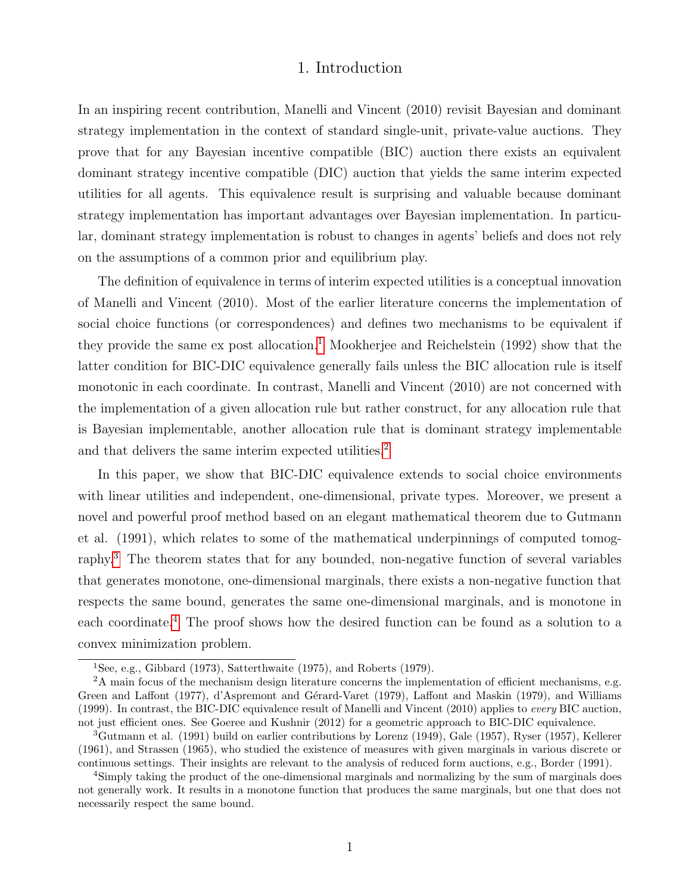# 1. Introduction

In an inspiring recent contribution, Manelli and Vincent (2010) revisit Bayesian and dominant strategy implementation in the context of standard single-unit, private-value auctions. They prove that for any Bayesian incentive compatible (BIC) auction there exists an equivalent dominant strategy incentive compatible (DIC) auction that yields the same interim expected utilities for all agents. This equivalence result is surprising and valuable because dominant strategy implementation has important advantages over Bayesian implementation. In particular, dominant strategy implementation is robust to changes in agents' beliefs and does not rely on the assumptions of a common prior and equilibrium play.

The definition of equivalence in terms of interim expected utilities is a conceptual innovation of Manelli and Vincent (2010). Most of the earlier literature concerns the implementation of social choice functions (or correspondences) and defines two mechanisms to be equivalent if they provide the same ex post allocation.[1] Mookherjee and Reichelstein (1992) show that the latter condition for BIC-DIC equivalence generally fails unless the BIC allocation rule is itself monotonic in each coordinate. In contrast, Manelli and Vincent (2010) are not concerned with the implementation of a given allocation rule but rather construct, for any allocation rule that is Bayesian implementable, another allocation rule that is dominant strategy implementable and that delivers the same interim expected utilities.[2]

In this paper, we show that BIC-DIC equivalence extends to social choice environments with linear utilities and independent, one-dimensional, private types. Moreover, we present a novel and powerful proof method based on an elegant mathematical theorem due to Gutmann et al. (1991), which relates to some of the mathematical underpinnings of computed tomography.[3] The theorem states that for any bounded, non-negative function of several variables that generates monotone, one-dimensional marginals, there exists a non-negative function that respects the same bound, generates the same one-dimensional marginals, and is monotone in each coordinate.[4] The proof shows how the desired function can be found as a solution to a convex minimization problem.

---

[1] See, e.g., Gibbard (1973), Satterthwaite (1975), and Roberts (1979).

[2] A main focus of the mechanism design literature concerns the implementation of efficient mechanisms, e.g. Green and Laffont (1977), d'Aspremont and Gérard-Varet (1979), Laffont and Maskin (1979), and Williams (1999). In contrast, the BIC-DIC equivalence result of Manelli and Vincent (2010) applies to *every* BIC auction, not just efficient ones. See Goeree and Kushnir (2012) for a geometric approach to BIC-DIC equivalence.

[3] Gutmann et al. (1991) build on earlier contributions by Lorenz (1949), Gale (1957), Ryser (1957), Kellerer (1961), and Strassen (1965), who studied the existence of measures with given marginals in various discrete or continuous settings. Their insights are relevant to the analysis of reduced form auctions, e.g., Border (1991).

[4] Simply taking the product of the one-dimensional marginals and normalizing by the sum of marginals does not generally work. It results in a monotone function that produces the same marginals, but one that does not necessarily respect the same bound.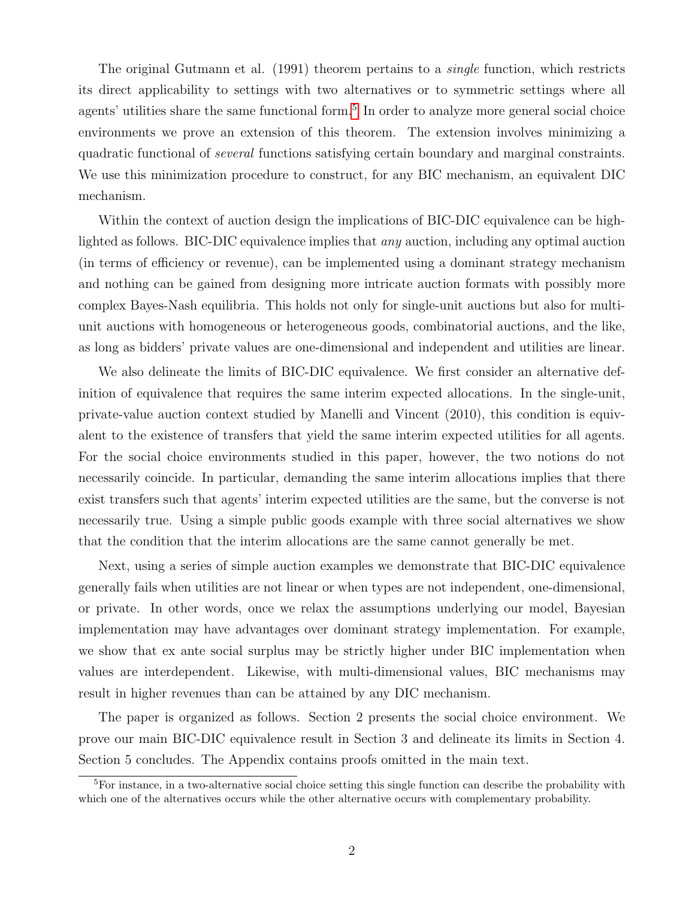The original Gutmann et al. (1991) theorem pertains to a *single* function, which restricts its direct applicability to settings with two alternatives or to symmetric settings where all agents' utilities share the same functional form.[5] In order to analyze more general social choice environments we prove an extension of this theorem. The extension involves minimizing a quadratic functional of *several* functions satisfying certain boundary and marginal constraints. We use this minimization procedure to construct, for any BIC mechanism, an equivalent DIC mechanism.

Within the context of auction design the implications of BIC-DIC equivalence can be highlighted as follows. BIC-DIC equivalence implies that *any* auction, including any optimal auction (in terms of efficiency or revenue), can be implemented using a dominant strategy mechanism and nothing can be gained from designing more intricate auction formats with possibly more complex Bayes-Nash equilibria. This holds not only for single-unit auctions but also for multi-unit auctions with homogeneous or heterogeneous goods, combinatorial auctions, and the like, as long as bidders' private values are one-dimensional and independent and utilities are linear.

We also delineate the limits of BIC-DIC equivalence. We first consider an alternative definition of equivalence that requires the same interim expected allocations. In the single-unit, private-value auction context studied by Manelli and Vincent (2010), this condition is equivalent to the existence of transfers that yield the same interim expected utilities for all agents. For the social choice environments studied in this paper, however, the two notions do not necessarily coincide. In particular, demanding the same interim allocations implies that there exist transfers such that agents' interim expected utilities are the same, but the converse is not necessarily true. Using a simple public goods example with three social alternatives we show that the condition that the interim allocations are the same cannot generally be met.

Next, using a series of simple auction examples we demonstrate that BIC-DIC equivalence generally fails when utilities are not linear or when types are not independent, one-dimensional, or private. In other words, once we relax the assumptions underlying our model, Bayesian implementation may have advantages over dominant strategy implementation. For example, we show that ex ante social surplus may be strictly higher under BIC implementation when values are interdependent. Likewise, with multi-dimensional values, BIC mechanisms may result in higher revenues than can be attained by any DIC mechanism.

The paper is organized as follows. Section 2 presents the social choice environment. We prove our main BIC-DIC equivalence result in Section 3 and delineate its limits in Section 4. Section 5 concludes. The Appendix contains proofs omitted in the main text.

[5] For instance, in a two-alternative social choice setting this single function can describe the probability with which one of the alternatives occurs while the other alternative occurs with complementary probability.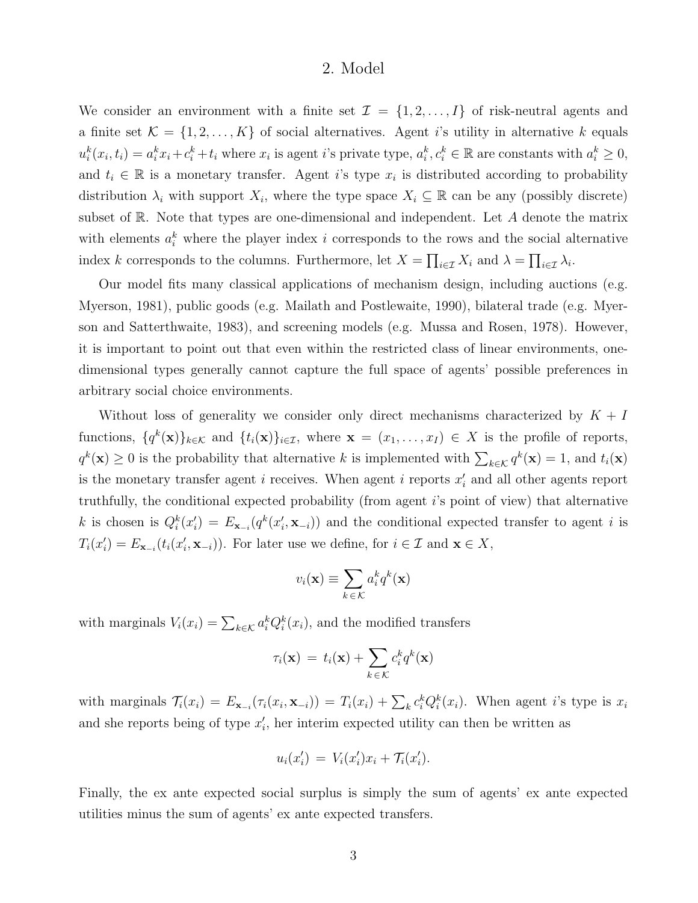## 2. Model

We consider an environment with a finite set $\mathcal{I} = \{1, 2, \ldots, I\}$ of risk-neutral agents and a finite set $\mathcal{K} = \{1, 2, \ldots, K\}$ of social alternatives. Agent $i$'s utility in alternative $k$ equals $u_i^k(x_i, t_i) = a_i^k x_i + c_i^k + t_i$ where $x_i$ is agent $i$'s private type, $a_i^k, c_i^k \in \mathbb{R}$ are constants with $a_i^k \geq 0$, and $t_i \in \mathbb{R}$ is a monetary transfer. Agent $i$'s type $x_i$ is distributed according to probability distribution $\lambda_i$ with support $X_i$, where the type space $X_i \subseteq \mathbb{R}$ can be any (possibly discrete) subset of $\mathbb{R}$. Note that types are one-dimensional and independent. Let $A$ denote the matrix with elements $a_i^k$ where the player index $i$ corresponds to the rows and the social alternative index $k$ corresponds to the columns. Furthermore, let $X = \prod_{i \in \mathcal{I}} X_i$ and $\lambda = \prod_{i \in \mathcal{I}} \lambda_i$.

Our model fits many classical applications of mechanism design, including auctions (e.g. Myerson, 1981), public goods (e.g. Mailath and Postlewaite, 1990), bilateral trade (e.g. Myerson and Satterthwaite, 1983), and screening models (e.g. Mussa and Rosen, 1978). However, it is important to point out that even within the restricted class of linear environments, one-dimensional types generally cannot capture the full space of agents' possible preferences in arbitrary social choice environments.

Without loss of generality we consider only direct mechanisms characterized by $K + I$ functions, $\{q^k(\mathbf{x})\}_{k \in \mathcal{K}}$ and $\{t_i(\mathbf{x})\}_{i \in \mathcal{I}}$, where $\mathbf{x} = (x_1, \ldots, x_I) \in X$ is the profile of reports, $q^k(\mathbf{x}) \geq 0$ is the probability that alternative $k$ is implemented with $\sum_{k \in \mathcal{K}} q^k(\mathbf{x}) = 1$, and $t_i(\mathbf{x})$ is the monetary transfer agent $i$ receives. When agent $i$ reports $x_i'$ and all other agents report truthfully, the conditional expected probability (from agent $i$'s point of view) that alternative $k$ is chosen is $Q_i^k(x_i') = E_{\mathbf{x}_{-i}}(q^k(x_i', \mathbf{x}_{-i}))$ and the conditional expected transfer to agent $i$ is $T_i(x_i') = E_{\mathbf{x}_{-i}}(t_i(x_i', \mathbf{x}_{-i}))$. For later use we define, for $i \in \mathcal{I}$ and $\mathbf{x} \in X$,

$$v_i(\mathbf{x}) \equiv \sum_{k \in \mathcal{K}} a_i^k q^k(\mathbf{x})$$

with marginals $V_i(x_i) = \sum_{k \in \mathcal{K}} a_i^k Q_i^k(x_i)$, and the modified transfers

$$\tau_i(\mathbf{x}) \, = \, t_i(\mathbf{x}) + \sum_{k \in \mathcal{K}} c_i^k q^k(\mathbf{x})$$

with marginals $\mathcal{T}_i(x_i) = E_{\mathbf{x}_{-i}}(\tau_i(x_i, \mathbf{x}_{-i})) = T_i(x_i) + \sum_k c_i^k Q_i^k(x_i)$. When agent $i$'s type is $x_i$ and she reports being of type $x_i'$, her interim expected utility can then be written as

$$u_i(x_i') \, = \, V_i(x_i')x_i + \mathcal{T}_i(x_i').$$

Finally, the ex ante expected social surplus is simply the sum of agents' ex ante expected utilities minus the sum of agents' ex ante expected transfers.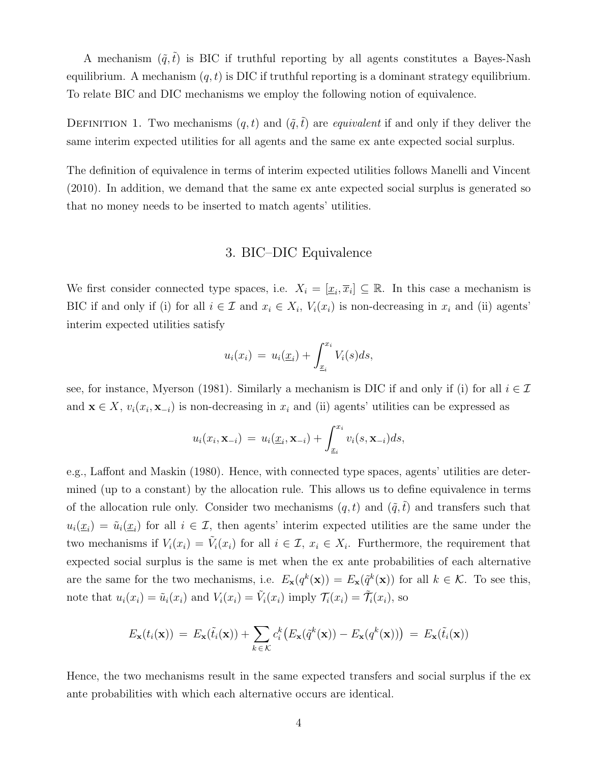A mechanism $(\tilde{q}, \tilde{t})$ is BIC if truthful reporting by all agents constitutes a Bayes-Nash equilibrium. A mechanism $(q, t)$ is DIC if truthful reporting is a dominant strategy equilibrium. To relate BIC and DIC mechanisms we employ the following notion of equivalence.

Definition 1. Two mechanisms $(q, t)$ and $(\tilde{q}, \tilde{t})$ are *equivalent* if and only if they deliver the same interim expected utilities for all agents and the same ex ante expected social surplus.

The definition of equivalence in terms of interim expected utilities follows Manelli and Vincent (2010). In addition, we demand that the same ex ante expected social surplus is generated so that no money needs to be inserted to match agents' utilities.

## 3. BIC–DIC Equivalence

We first consider connected type spaces, i.e. $X_i = [\underline{x}_i, \overline{x}_i] \subseteq \mathbb{R}$. In this case a mechanism is BIC if and only if (i) for all $i \in \mathcal{I}$ and $x_i \in X_i$, $V_i(x_i)$ is non-decreasing in $x_i$ and (ii) agents' interim expected utilities satisfy

$$u_i(x_i) \;=\; u_i(\underline{x}_i) + \int_{\underline{x}_i}^{x_i} V_i(s)ds,$$

see, for instance, Myerson (1981). Similarly a mechanism is DIC if and only if (i) for all $i \in \mathcal{I}$ and $\mathbf{x} \in X$, $v_i(x_i, \mathbf{x}_{-i})$ is non-decreasing in $x_i$ and (ii) agents' utilities can be expressed as

$$u_i(x_i, \mathbf{x}_{-i}) \;=\; u_i(\underline{x}_i, \mathbf{x}_{-i}) + \int_{\underline{x}_i}^{x_i} v_i(s, \mathbf{x}_{-i})ds,$$

e.g., Laffont and Maskin (1980). Hence, with connected type spaces, agents' utilities are determined (up to a constant) by the allocation rule. This allows us to define equivalence in terms of the allocation rule only. Consider two mechanisms $(q, t)$ and $(\tilde{q}, \tilde{t})$ and transfers such that $u_i(\underline{x}_i) = \tilde{u}_i(\underline{x}_i)$ for all $i \in \mathcal{I}$, then agents' interim expected utilities are the same under the two mechanisms if $V_i(x_i) = \tilde{V}_i(x_i)$ for all $i \in \mathcal{I}$, $x_i \in X_i$. Furthermore, the requirement that expected social surplus is the same is met when the ex ante probabilities of each alternative are the same for the two mechanisms, i.e. $E_{\mathbf{x}}(q^k(\mathbf{x})) = E_{\mathbf{x}}(\tilde{q}^k(\mathbf{x}))$ for all $k \in \mathcal{K}$. To see this, note that $u_i(x_i) = \tilde{u}_i(x_i)$ and $V_i(x_i) = \tilde{V}_i(x_i)$ imply $\mathcal{T}_i(x_i) = \tilde{\mathcal{T}}_i(x_i)$, so

$$E_{\mathbf{x}}(t_i(\mathbf{x})) \;=\; E_{\mathbf{x}}(\tilde{t}_i(\mathbf{x})) + \sum_{k \in \mathcal{K}} c_i^k \big(E_{\mathbf{x}}(\tilde{q}^k(\mathbf{x})) - E_{\mathbf{x}}(q^k(\mathbf{x}))\big) \;=\; E_{\mathbf{x}}(\tilde{t}_i(\mathbf{x}))$$

Hence, the two mechanisms result in the same expected transfers and social surplus if the ex ante probabilities with which each alternative occurs are identical.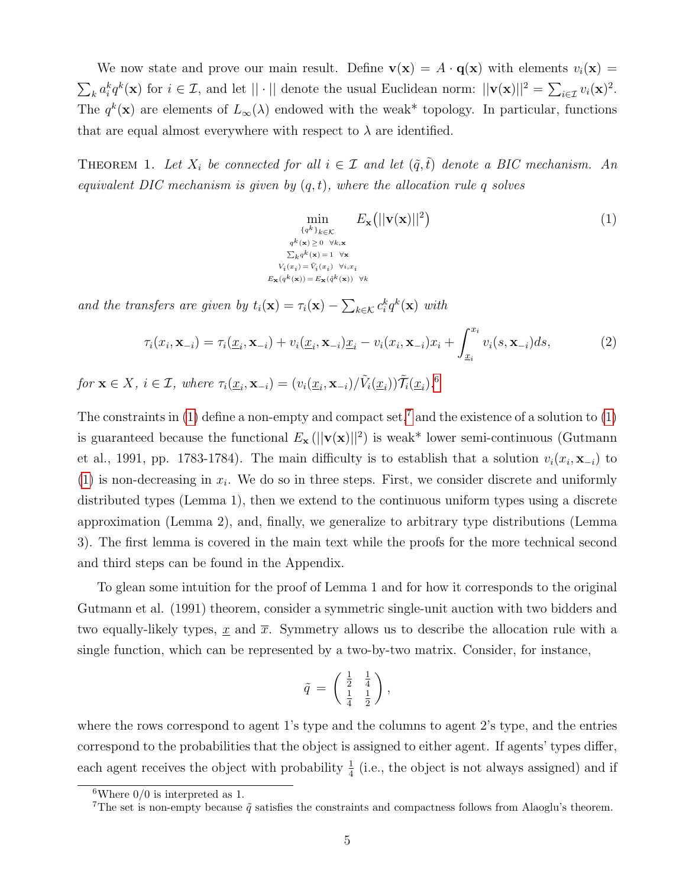We now state and prove our main result. Define $\mathbf{v}(\mathbf{x}) = A \cdot \mathbf{q}(\mathbf{x})$ with elements $v_i(\mathbf{x}) = \sum_k a_i^k q^k(\mathbf{x})$ for $i \in \mathcal{I}$, and let $||\cdot||$ denote the usual Euclidean norm: $||\mathbf{v}(\mathbf{x})||^2 = \sum_{i\in\mathcal{I}} v_i(\mathbf{x})^2$. The $q^k(\mathbf{x})$ are elements of $L_\infty(\lambda)$ endowed with the weak* topology. In particular, functions that are equal almost everywhere with respect to $\lambda$ are identified.

Theorem 1. *Let $X_i$ be connected for all $i \in \mathcal{I}$ and let $(\tilde{q}, \tilde{t})$ denote a BIC mechanism. An equivalent DIC mechanism is given by $(q, t)$, where the allocation rule $q$ solves*

$$\min_{\substack{\{q^k\}_{k\in\mathcal{K}} \\ q^k(\mathbf{x})\geq 0 \;\; \forall k,\mathbf{x} \\ \sum_k q^k(\mathbf{x}) = 1 \;\; \forall \mathbf{x} \\ V_i(x_i) = \tilde{V}_i(x_i) \;\; \forall i, x_i \\ E_{\mathbf{x}}(q^k(\mathbf{x})) = E_{\mathbf{x}}(\tilde{q}^k(\mathbf{x})) \;\; \forall k}} E_{\mathbf{x}}\big(||\mathbf{v}(\mathbf{x})||^2\big) \tag{1}$$

*and the transfers are given by $t_i(\mathbf{x}) = \tau_i(\mathbf{x}) - \sum_{k\in\mathcal{K}} c_i^k q^k(\mathbf{x})$ with*

$$\tau_i(x_i, \mathbf{x}_{-i}) = \tau_i(\underline{x}_i, \mathbf{x}_{-i}) + v_i(\underline{x}_i, \mathbf{x}_{-i})\underline{x}_i - v_i(x_i, \mathbf{x}_{-i})x_i + \int_{\underline{x}_i}^{x_i} v_i(s, \mathbf{x}_{-i})ds, \tag{2}$$

*for $\mathbf{x} \in X$, $i \in \mathcal{I}$, where $\tau_i(\underline{x}_i, \mathbf{x}_{-i}) = (v_i(\underline{x}_i, \mathbf{x}_{-i})/\tilde{V}_i(\underline{x}_i))\tilde{\mathcal{T}}_i(\underline{x}_i)$.*[6]

The constraints in (1) define a non-empty and compact set,[7] and the existence of a solution to (1) is guaranteed because the functional $E_{\mathbf{x}}(||\mathbf{v}(\mathbf{x})||^2)$ is weak* lower semi-continuous (Gutmann et al., 1991, pp. 1783-1784). The main difficulty is to establish that a solution $v_i(x_i, \mathbf{x}_{-i})$ to (1) is non-decreasing in $x_i$. We do so in three steps. First, we consider discrete and uniformly distributed types (Lemma 1), then we extend to the continuous uniform types using a discrete approximation (Lemma 2), and, finally, we generalize to arbitrary type distributions (Lemma 3). The first lemma is covered in the main text while the proofs for the more technical second and third steps can be found in the Appendix.

To glean some intuition for the proof of Lemma 1 and for how it corresponds to the original Gutmann et al. (1991) theorem, consider a symmetric single-unit auction with two bidders and two equally-likely types, $\underline{x}$ and $\overline{x}$. Symmetry allows us to describe the allocation rule with a single function, which can be represented by a two-by-two matrix. Consider, for instance,

$$\tilde{q} = \begin{pmatrix} \frac{1}{2} & \frac{1}{4} \\ \frac{1}{4} & \frac{1}{2} \end{pmatrix},$$

where the rows correspond to agent 1's type and the columns to agent 2's type, and the entries correspond to the probabilities that the object is assigned to either agent. If agents' types differ, each agent receives the object with probability $\frac{1}{4}$ (i.e., the object is not always assigned) and if

[6] Where 0/0 is interpreted as 1.

[7] The set is non-empty because $\tilde{q}$ satisfies the constraints and compactness follows from Alaoglu's theorem.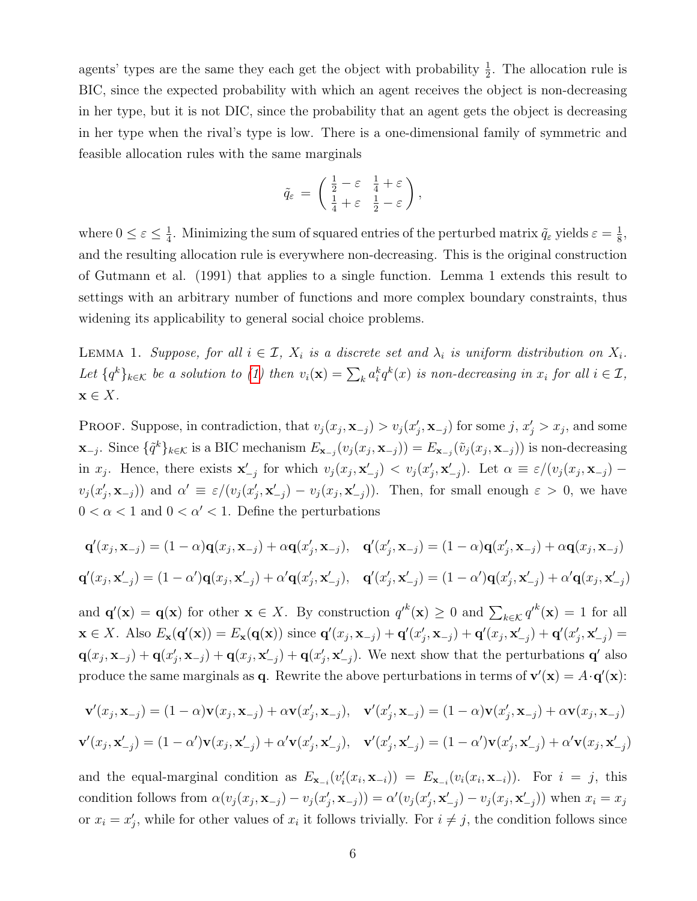agents' types are the same they each get the object with probability $\frac{1}{2}$. The allocation rule is BIC, since the expected probability with which an agent receives the object is non-decreasing in her type, but it is not DIC, since the probability that an agent gets the object is decreasing in her type when the rival's type is low. There is a one-dimensional family of symmetric and feasible allocation rules with the same marginals

$$\tilde{q}_\varepsilon = \begin{pmatrix} \frac{1}{2} - \varepsilon & \frac{1}{4} + \varepsilon \\ \frac{1}{4} + \varepsilon & \frac{1}{2} - \varepsilon \end{pmatrix},$$

where $0 \leq \varepsilon \leq \frac{1}{4}$. Minimizing the sum of squared entries of the perturbed matrix $\tilde{q}_\varepsilon$ yields $\varepsilon = \frac{1}{8}$, and the resulting allocation rule is everywhere non-decreasing. This is the original construction of Gutmann et al. (1991) that applies to a single function. Lemma 1 extends this result to settings with an arbitrary number of functions and more complex boundary constraints, thus widening its applicability to general social choice problems.

Lemma 1. *Suppose, for all $i \in \mathcal{I}$, $X_i$ is a discrete set and $\lambda_i$ is uniform distribution on $X_i$. Let $\{q^k\}_{k\in\mathcal{K}}$ be a solution to (1) then $v_i(\mathbf{x}) = \sum_k a_i^k q^k(x)$ is non-decreasing in $x_i$ for all $i \in \mathcal{I}$, $\mathbf{x} \in X$.*

Proof. Suppose, in contradiction, that $v_j(x_j, \mathbf{x}_{-j}) > v_j(x'_j, \mathbf{x}_{-j})$ for some $j$, $x'_j > x_j$, and some $\mathbf{x}_{-j}$. Since $\{\tilde{q}^k\}_{k\in\mathcal{K}}$ is a BIC mechanism $E_{\mathbf{x}_{-j}}(v_j(x_j, \mathbf{x}_{-j})) = E_{\mathbf{x}_{-j}}(\tilde{v}_j(x_j, \mathbf{x}_{-j}))$ is non-decreasing in $x_j$. Hence, there exists $\mathbf{x}'_{-j}$ for which $v_j(x_j, \mathbf{x}'_{-j}) < v_j(x'_j, \mathbf{x}'_{-j})$. Let $\alpha \equiv \varepsilon/(v_j(x_j, \mathbf{x}_{-j}) - v_j(x'_j, \mathbf{x}_{-j}))$ and $\alpha' \equiv \varepsilon/(v_j(x'_j, \mathbf{x}'_{-j}) - v_j(x_j, \mathbf{x}'_{-j}))$. Then, for small enough $\varepsilon > 0$, we have $0 < \alpha < 1$ and $0 < \alpha' < 1$. Define the perturbations

$$\mathbf{q}'(x_j, \mathbf{x}_{-j}) = (1-\alpha)\mathbf{q}(x_j, \mathbf{x}_{-j}) + \alpha\mathbf{q}(x'_j, \mathbf{x}_{-j}), \quad \mathbf{q}'(x'_j, \mathbf{x}_{-j}) = (1-\alpha)\mathbf{q}(x'_j, \mathbf{x}_{-j}) + \alpha\mathbf{q}(x_j, \mathbf{x}_{-j})$$

$$\mathbf{q}'(x_j, \mathbf{x}'_{-j}) = (1-\alpha')\mathbf{q}(x_j, \mathbf{x}'_{-j}) + \alpha'\mathbf{q}(x'_j, \mathbf{x}'_{-j}), \quad \mathbf{q}'(x'_j, \mathbf{x}'_{-j}) = (1-\alpha')\mathbf{q}(x'_j, \mathbf{x}'_{-j}) + \alpha'\mathbf{q}(x_j, \mathbf{x}'_{-j})$$

and $\mathbf{q}'(\mathbf{x}) = \mathbf{q}(\mathbf{x})$ for other $\mathbf{x} \in X$. By construction $q'^k(\mathbf{x}) \geq 0$ and $\sum_{k\in\mathcal{K}} q'^k(\mathbf{x}) = 1$ for all $\mathbf{x} \in X$. Also $E_{\mathbf{x}}(\mathbf{q}'(\mathbf{x})) = E_{\mathbf{x}}(\mathbf{q}(\mathbf{x}))$ since $\mathbf{q}'(x_j, \mathbf{x}_{-j}) + \mathbf{q}'(x'_j, \mathbf{x}_{-j}) + \mathbf{q}'(x_j, \mathbf{x}'_{-j}) + \mathbf{q}'(x'_j, \mathbf{x}'_{-j}) = \mathbf{q}(x_j, \mathbf{x}_{-j}) + \mathbf{q}(x'_j, \mathbf{x}_{-j}) + \mathbf{q}(x_j, \mathbf{x}'_{-j}) + \mathbf{q}(x'_j, \mathbf{x}'_{-j})$. We next show that the perturbations $\mathbf{q}'$ also produce the same marginals as $\mathbf{q}$. Rewrite the above perturbations in terms of $\mathbf{v}'(\mathbf{x}) = A \cdot \mathbf{q}'(\mathbf{x})$:

$$\mathbf{v}'(x_j, \mathbf{x}_{-j}) = (1-\alpha)\mathbf{v}(x_j, \mathbf{x}_{-j}) + \alpha\mathbf{v}(x'_j, \mathbf{x}_{-j}), \quad \mathbf{v}'(x'_j, \mathbf{x}_{-j}) = (1-\alpha)\mathbf{v}(x'_j, \mathbf{x}_{-j}) + \alpha\mathbf{v}(x_j, \mathbf{x}_{-j})$$

$$\mathbf{v}'(x_j, \mathbf{x}'_{-j}) = (1-\alpha')\mathbf{v}(x_j, \mathbf{x}'_{-j}) + \alpha'\mathbf{v}(x'_j, \mathbf{x}'_{-j}), \quad \mathbf{v}'(x'_j, \mathbf{x}'_{-j}) = (1-\alpha')\mathbf{v}(x'_j, \mathbf{x}'_{-j}) + \alpha'\mathbf{v}(x_j, \mathbf{x}'_{-j})$$

and the equal-marginal condition as $E_{\mathbf{x}_{-i}}(v'_i(x_i, \mathbf{x}_{-i})) = E_{\mathbf{x}_{-i}}(v_i(x_i, \mathbf{x}_{-i}))$. For $i = j$, this condition follows from $\alpha(v_j(x_j, \mathbf{x}_{-j}) - v_j(x'_j, \mathbf{x}_{-j})) = \alpha'(v_j(x'_j, \mathbf{x}'_{-j}) - v_j(x_j, \mathbf{x}'_{-j}))$ when $x_i = x_j$ or $x_i = x'_j$, while for other values of $x_i$ it follows trivially. For $i \neq j$, the condition follows since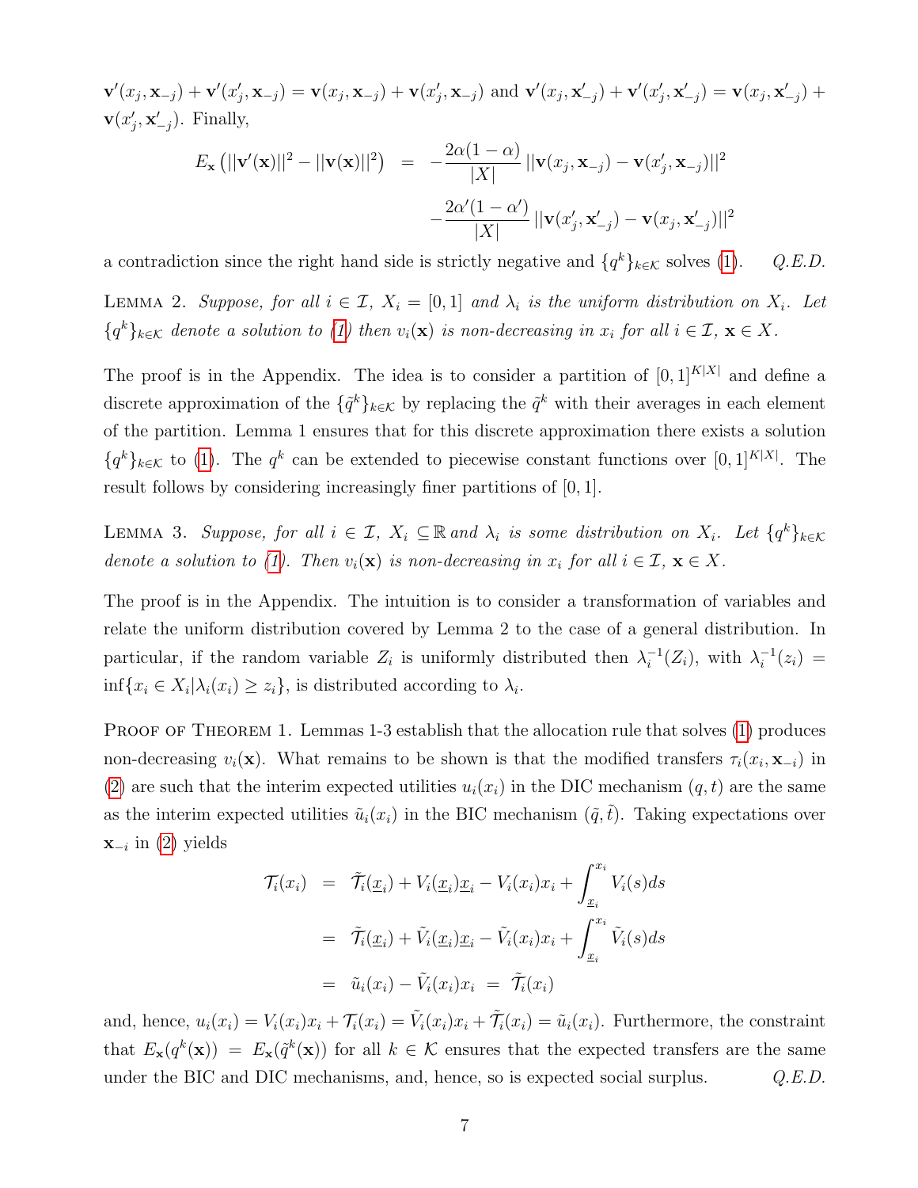$\mathbf{v}'(x_j, \mathbf{x}_{-j}) + \mathbf{v}'(x'_j, \mathbf{x}_{-j}) = \mathbf{v}(x_j, \mathbf{x}_{-j}) + \mathbf{v}(x'_j, \mathbf{x}_{-j})$ and $\mathbf{v}'(x_j, \mathbf{x}'_{-j}) + \mathbf{v}'(x'_j, \mathbf{x}'_{-j}) = \mathbf{v}(x_j, \mathbf{x}'_{-j}) + \mathbf{v}(x'_j, \mathbf{x}'_{-j})$. Finally,

$$
\begin{aligned}
E_{\mathbf{x}}\left(||\mathbf{v}'(\mathbf{x})||^2 - ||\mathbf{v}(\mathbf{x})||^2\right) &= -\frac{2\alpha(1-\alpha)}{|X|}\,||\mathbf{v}(x_j, \mathbf{x}_{-j}) - \mathbf{v}(x'_j, \mathbf{x}_{-j})||^2 \\
&\quad -\frac{2\alpha'(1-\alpha')}{|X|}\,||\mathbf{v}(x'_j, \mathbf{x}'_{-j}) - \mathbf{v}(x_j, \mathbf{x}'_{-j})||^2
\end{aligned}
$$

a contradiction since the right hand side is strictly negative and $\{q^k\}_{k\in\mathcal{K}}$ solves (1). *Q.E.D.*

LEMMA 2. *Suppose, for all $i \in \mathcal{I}$, $X_i = [0,1]$ and $\lambda_i$ is the uniform distribution on $X_i$. Let $\{q^k\}_{k\in\mathcal{K}}$ denote a solution to (1) then $v_i(\mathbf{x})$ is non-decreasing in $x_i$ for all $i \in \mathcal{I}$, $\mathbf{x} \in X$.*

The proof is in the Appendix. The idea is to consider a partition of $[0,1]^{K|X|}$ and define a discrete approximation of the $\{\tilde{q}^k\}_{k\in\mathcal{K}}$ by replacing the $\tilde{q}^k$ with their averages in each element of the partition. Lemma 1 ensures that for this discrete approximation there exists a solution $\{q^k\}_{k\in\mathcal{K}}$ to (1). The $q^k$ can be extended to piecewise constant functions over $[0,1]^{K|X|}$. The result follows by considering increasingly finer partitions of $[0,1]$.

LEMMA 3. *Suppose, for all $i \in \mathcal{I}$, $X_i \subseteq \mathbb{R}$ and $\lambda_i$ is some distribution on $X_i$. Let $\{q^k\}_{k\in\mathcal{K}}$ denote a solution to (1). Then $v_i(\mathbf{x})$ is non-decreasing in $x_i$ for all $i \in \mathcal{I}$, $\mathbf{x} \in X$.*

The proof is in the Appendix. The intuition is to consider a transformation of variables and relate the uniform distribution covered by Lemma 2 to the case of a general distribution. In particular, if the random variable $Z_i$ is uniformly distributed then $\lambda_i^{-1}(Z_i)$, with $\lambda_i^{-1}(z_i) = \inf\{x_i \in X_i | \lambda_i(x_i) \geq z_i\}$, is distributed according to $\lambda_i$.

PROOF OF THEOREM 1. Lemmas 1-3 establish that the allocation rule that solves (1) produces non-decreasing $v_i(\mathbf{x})$. What remains to be shown is that the modified transfers $\tau_i(x_i, \mathbf{x}_{-i})$ in (2) are such that the interim expected utilities $u_i(x_i)$ in the DIC mechanism $(q,t)$ are the same as the interim expected utilities $\tilde{u}_i(x_i)$ in the BIC mechanism $(\tilde{q}, \tilde{t})$. Taking expectations over $\mathbf{x}_{-i}$ in (2) yields

$$
\begin{aligned}
\mathcal{T}_i(x_i) &= \tilde{\mathcal{T}}_i(\underline{x}_i) + V_i(\underline{x}_i)\underline{x}_i - V_i(x_i)x_i + \int_{\underline{x}_i}^{x_i} V_i(s)ds \\
&= \tilde{\mathcal{T}}_i(\underline{x}_i) + \tilde{V}_i(\underline{x}_i)\underline{x}_i - \tilde{V}_i(x_i)x_i + \int_{\underline{x}_i}^{x_i} \tilde{V}_i(s)ds \\
&= \tilde{u}_i(x_i) - \tilde{V}_i(x_i)x_i \;=\; \tilde{\mathcal{T}}_i(x_i)
\end{aligned}
$$

and, hence, $u_i(x_i) = V_i(x_i)x_i + \mathcal{T}_i(x_i) = \tilde{V}_i(x_i)x_i + \tilde{\mathcal{T}}_i(x_i) = \tilde{u}_i(x_i)$. Furthermore, the constraint that $E_{\mathbf{x}}(q^k(\mathbf{x})) = E_{\mathbf{x}}(\tilde{q}^k(\mathbf{x}))$ for all $k \in \mathcal{K}$ ensures that the expected transfers are the same under the BIC and DIC mechanisms, and, hence, so is expected social surplus. *Q.E.D.*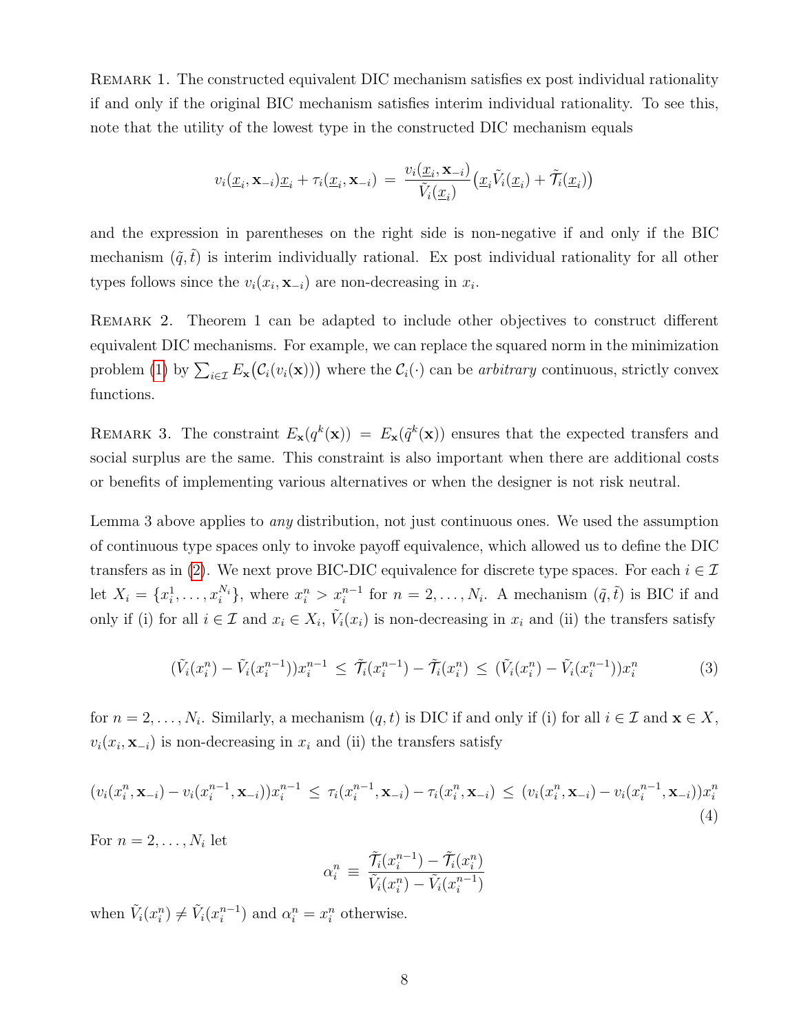Remark 1. The constructed equivalent DIC mechanism satisfies ex post individual rationality if and only if the original BIC mechanism satisfies interim individual rationality. To see this, note that the utility of the lowest type in the constructed DIC mechanism equals

$$v_i(\underline{x}_i, \mathbf{x}_{-i})\underline{x}_i + \tau_i(\underline{x}_i, \mathbf{x}_{-i}) \;=\; \frac{v_i(\underline{x}_i, \mathbf{x}_{-i})}{\tilde{V}_i(\underline{x}_i)}\big(\underline{x}_i \tilde{V}_i(\underline{x}_i) + \tilde{\mathcal{T}}_i(\underline{x}_i)\big)$$

and the expression in parentheses on the right side is non-negative if and only if the BIC mechanism $(\tilde{q}, \tilde{t})$ is interim individually rational. Ex post individual rationality for all other types follows since the $v_i(x_i, \mathbf{x}_{-i})$ are non-decreasing in $x_i$.

Remark 2. Theorem 1 can be adapted to include other objectives to construct different equivalent DIC mechanisms. For example, we can replace the squared norm in the minimization problem (1) by $\sum_{i \in \mathcal{I}} E_{\mathbf{x}}\big(\mathcal{C}_i(v_i(\mathbf{x}))\big)$ where the $\mathcal{C}_i(\cdot)$ can be *arbitrary* continuous, strictly convex functions.

Remark 3. The constraint $E_{\mathbf{x}}(q^k(\mathbf{x})) = E_{\mathbf{x}}(\tilde{q}^k(\mathbf{x}))$ ensures that the expected transfers and social surplus are the same. This constraint is also important when there are additional costs or benefits of implementing various alternatives or when the designer is not risk neutral.

Lemma 3 above applies to *any* distribution, not just continuous ones. We used the assumption of continuous type spaces only to invoke payoff equivalence, which allowed us to define the DIC transfers as in (2). We next prove BIC-DIC equivalence for discrete type spaces. For each $i \in \mathcal{I}$ let $X_i = \{x_i^1, \ldots, x_i^{N_i}\}$, where $x_i^n > x_i^{n-1}$ for $n = 2, \ldots, N_i$. A mechanism $(\tilde{q}, \tilde{t})$ is BIC if and only if (i) for all $i \in \mathcal{I}$ and $x_i \in X_i$, $\tilde{V}_i(x_i)$ is non-decreasing in $x_i$ and (ii) the transfers satisfy

$$(\tilde{V}_i(x_i^n) - \tilde{V}_i(x_i^{n-1}))x_i^{n-1} \;\leq\; \tilde{\mathcal{T}}_i(x_i^{n-1}) - \tilde{\mathcal{T}}_i(x_i^n) \;\leq\; (\tilde{V}_i(x_i^n) - \tilde{V}_i(x_i^{n-1}))x_i^n \tag{3}$$

for $n = 2, \ldots, N_i$. Similarly, a mechanism $(q, t)$ is DIC if and only if (i) for all $i \in \mathcal{I}$ and $\mathbf{x} \in X$, $v_i(x_i, \mathbf{x}_{-i})$ is non-decreasing in $x_i$ and (ii) the transfers satisfy

$$(v_i(x_i^n, \mathbf{x}_{-i}) - v_i(x_i^{n-1}, \mathbf{x}_{-i}))x_i^{n-1} \;\leq\; \tau_i(x_i^{n-1}, \mathbf{x}_{-i}) - \tau_i(x_i^n, \mathbf{x}_{-i}) \;\leq\; (v_i(x_i^n, \mathbf{x}_{-i}) - v_i(x_i^{n-1}, \mathbf{x}_{-i}))x_i^n \tag{4}$$

For $n = 2, \ldots, N_i$ let

$$\alpha_i^n \;\equiv\; \frac{\tilde{\mathcal{T}}_i(x_i^{n-1}) - \tilde{\mathcal{T}}_i(x_i^n)}{\tilde{V}_i(x_i^n) - \tilde{V}_i(x_i^{n-1})}$$

when $\tilde{V}_i(x_i^n) \neq \tilde{V}_i(x_i^{n-1})$ and $\alpha_i^n = x_i^n$ otherwise.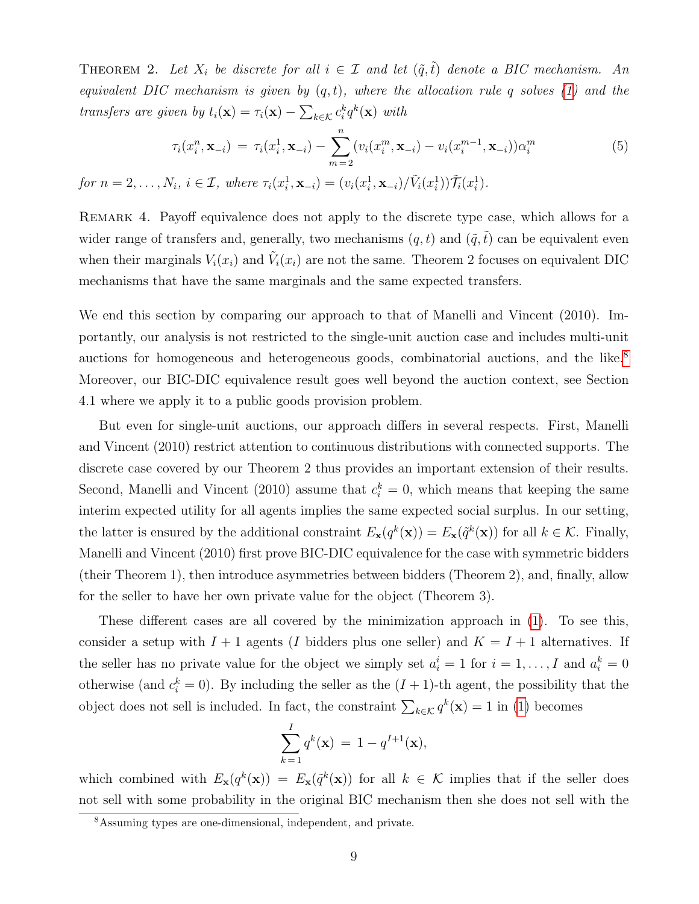Theorem 2. *Let $X_i$ be discrete for all $i \in \mathcal{I}$ and let $(\tilde{q}, \tilde{t})$ denote a BIC mechanism. An equivalent DIC mechanism is given by $(q, t)$, where the allocation rule $q$ solves (1) and the transfers are given by $t_i(\mathbf{x}) = \tau_i(\mathbf{x}) - \sum_{k \in \mathcal{K}} c_i^k q^k(\mathbf{x})$ with*

$$\tau_i(x_i^n, \mathbf{x}_{-i}) \,=\, \tau_i(x_i^1, \mathbf{x}_{-i}) - \sum_{m=2}^{n} (v_i(x_i^m, \mathbf{x}_{-i}) - v_i(x_i^{m-1}, \mathbf{x}_{-i}))\alpha_i^m \tag{5}$$

*for $n = 2, \ldots, N_i$, $i \in \mathcal{I}$, where $\tau_i(x_i^1, \mathbf{x}_{-i}) = (v_i(x_i^1, \mathbf{x}_{-i})/\tilde{V}_i(x_i^1))\tilde{\mathcal{T}}_i(x_i^1)$.*

Remark 4. Payoff equivalence does not apply to the discrete type case, which allows for a wider range of transfers and, generally, two mechanisms $(q, t)$ and $(\tilde{q}, \tilde{t})$ can be equivalent even when their marginals $V_i(x_i)$ and $\tilde{V}_i(x_i)$ are not the same. Theorem 2 focuses on equivalent DIC mechanisms that have the same marginals and the same expected transfers.

We end this section by comparing our approach to that of Manelli and Vincent (2010). Importantly, our analysis is not restricted to the single-unit auction case and includes multi-unit auctions for homogeneous and heterogeneous goods, combinatorial auctions, and the like.[8] Moreover, our BIC-DIC equivalence result goes well beyond the auction context, see Section 4.1 where we apply it to a public goods provision problem.

But even for single-unit auctions, our approach differs in several respects. First, Manelli and Vincent (2010) restrict attention to continuous distributions with connected supports. The discrete case covered by our Theorem 2 thus provides an important extension of their results. Second, Manelli and Vincent (2010) assume that $c_i^k = 0$, which means that keeping the same interim expected utility for all agents implies the same expected social surplus. In our setting, the latter is ensured by the additional constraint $E_{\mathbf{x}}(q^k(\mathbf{x})) = E_{\mathbf{x}}(\tilde{q}^k(\mathbf{x}))$ for all $k \in \mathcal{K}$. Finally, Manelli and Vincent (2010) first prove BIC-DIC equivalence for the case with symmetric bidders (their Theorem 1), then introduce asymmetries between bidders (Theorem 2), and, finally, allow for the seller to have her own private value for the object (Theorem 3).

These different cases are all covered by the minimization approach in (1). To see this, consider a setup with $I + 1$ agents ($I$ bidders plus one seller) and $K = I + 1$ alternatives. If the seller has no private value for the object we simply set $a_i^i = 1$ for $i = 1, \ldots, I$ and $a_i^k = 0$ otherwise (and $c_i^k = 0$). By including the seller as the $(I + 1)$-th agent, the possibility that the object does not sell is included. In fact, the constraint $\sum_{k \in \mathcal{K}} q^k(\mathbf{x}) = 1$ in (1) becomes

$$\sum_{k=1}^{I} q^k(\mathbf{x}) \,=\, 1 - q^{I+1}(\mathbf{x}),$$

which combined with $E_{\mathbf{x}}(q^k(\mathbf{x})) = E_{\mathbf{x}}(\tilde{q}^k(\mathbf{x}))$ for all $k \in \mathcal{K}$ implies that if the seller does not sell with some probability in the original BIC mechanism then she does not sell with the

[8] Assuming types are one-dimensional, independent, and private.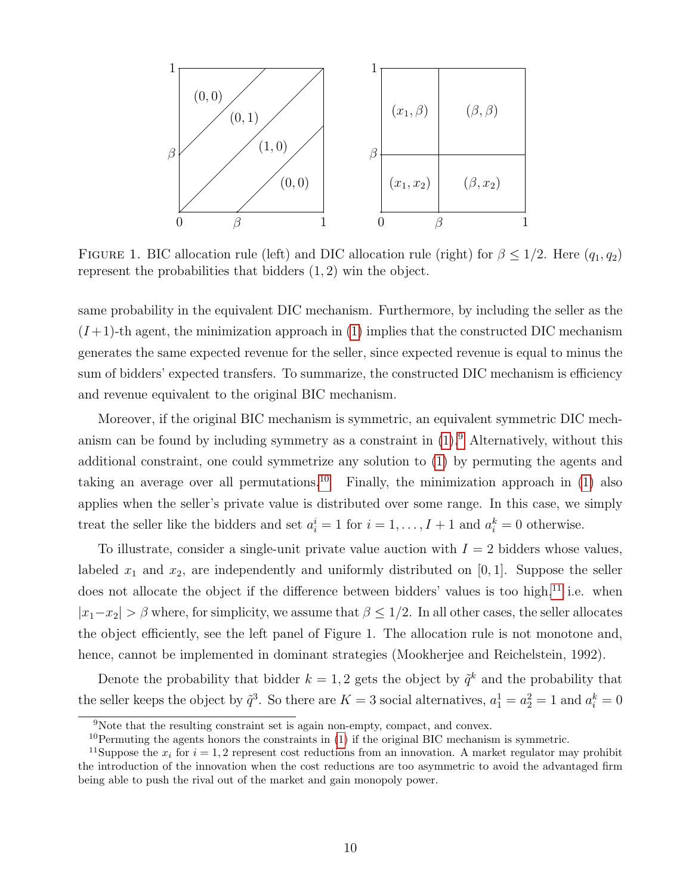Figure 1. BIC allocation rule (left) and DIC allocation rule (right) for $\beta \leq 1/2$. Here $(q_1, q_2)$ represent the probabilities that bidders $(1, 2)$ win the object.

same probability in the equivalent DIC mechanism. Furthermore, by including the seller as the $(I+1)$-th agent, the minimization approach in (1) implies that the constructed DIC mechanism generates the same expected revenue for the seller, since expected revenue is equal to minus the sum of bidders' expected transfers. To summarize, the constructed DIC mechanism is efficiency and revenue equivalent to the original BIC mechanism.

Moreover, if the original BIC mechanism is symmetric, an equivalent symmetric DIC mechanism can be found by including symmetry as a constraint in (1).[9] Alternatively, without this additional constraint, one could symmetrize any solution to (1) by permuting the agents and taking an average over all permutations.[10] Finally, the minimization approach in (1) also applies when the seller's private value is distributed over some range. In this case, we simply treat the seller like the bidders and set $a_i^i = 1$ for $i = 1, \ldots, I+1$ and $a_i^k = 0$ otherwise.

To illustrate, consider a single-unit private value auction with $I = 2$ bidders whose values, labeled $x_1$ and $x_2$, are independently and uniformly distributed on $[0, 1]$. Suppose the seller does not allocate the object if the difference between bidders' values is too high,[11] i.e. when $|x_1 - x_2| > \beta$ where, for simplicity, we assume that $\beta \leq 1/2$. In all other cases, the seller allocates the object efficiently, see the left panel of Figure 1. The allocation rule is not monotone and, hence, cannot be implemented in dominant strategies (Mookherjee and Reichelstein, 1992).

Denote the probability that bidder $k = 1, 2$ gets the object by $\tilde{q}^k$ and the probability that the seller keeps the object by $\tilde{q}^3$. So there are $K = 3$ social alternatives, $a_1^1 = a_2^2 = 1$ and $a_i^k = 0$

[9] Note that the resulting constraint set is again non-empty, compact, and convex.

[10] Permuting the agents honors the constraints in (1) if the original BIC mechanism is symmetric.

[11] Suppose the $x_i$ for $i = 1, 2$ represent cost reductions from an innovation. A market regulator may prohibit the introduction of the innovation when the cost reductions are too asymmetric to avoid the advantaged firm being able to push the rival out of the market and gain monopoly power.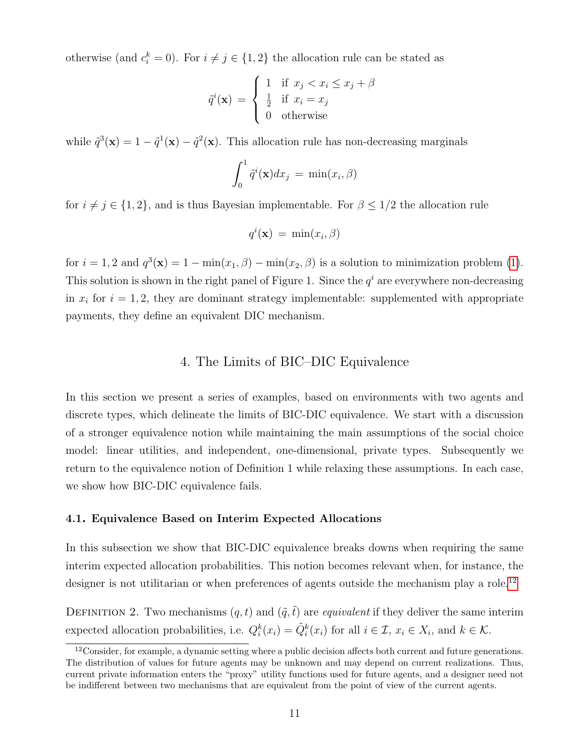otherwise (and $c_i^k = 0$). For $i \neq j \in \{1, 2\}$ the allocation rule can be stated as

$$\tilde{q}^i(\mathbf{x}) \;=\; \begin{cases} 1 & \text{if } x_j < x_i \leq x_j + \beta \\ \frac{1}{2} & \text{if } x_i = x_j \\ 0 & \text{otherwise} \end{cases}$$

while $\tilde{q}^3(\mathbf{x}) = 1 - \tilde{q}^1(\mathbf{x}) - \tilde{q}^2(\mathbf{x})$. This allocation rule has non-decreasing marginals

$$\int_0^1 \tilde{q}^i(\mathbf{x}) dx_j \;=\; \min(x_i, \beta)$$

for $i \neq j \in \{1, 2\}$, and is thus Bayesian implementable. For $\beta \leq 1/2$ the allocation rule

$$q^i(\mathbf{x}) \;=\; \min(x_i, \beta)$$

for $i = 1, 2$ and $q^3(\mathbf{x}) = 1 - \min(x_1, \beta) - \min(x_2, \beta)$ is a solution to minimization problem (1). This solution is shown in the right panel of Figure 1. Since the $q^i$ are everywhere non-decreasing in $x_i$ for $i = 1, 2$, they are dominant strategy implementable: supplemented with appropriate payments, they define an equivalent DIC mechanism.

## 4. The Limits of BIC–DIC Equivalence

In this section we present a series of examples, based on environments with two agents and discrete types, which delineate the limits of BIC-DIC equivalence. We start with a discussion of a stronger equivalence notion while maintaining the main assumptions of the social choice model: linear utilities, and independent, one-dimensional, private types. Subsequently we return to the equivalence notion of Definition 1 while relaxing these assumptions. In each case, we show how BIC-DIC equivalence fails.

### 4.1. Equivalence Based on Interim Expected Allocations

In this subsection we show that BIC-DIC equivalence breaks downs when requiring the same interim expected allocation probabilities. This notion becomes relevant when, for instance, the designer is not utilitarian or when preferences of agents outside the mechanism play a role.[12]

Definition 2. Two mechanisms $(q, t)$ and $(\tilde{q}, \tilde{t})$ are *equivalent* if they deliver the same interim expected allocation probabilities, i.e. $Q_i^k(x_i) = \tilde{Q}_i^k(x_i)$ for all $i \in \mathcal{I}$, $x_i \in X_i$, and $k \in \mathcal{K}$.

[12] Consider, for example, a dynamic setting where a public decision affects both current and future generations. The distribution of values for future agents may be unknown and may depend on current realizations. Thus, current private information enters the "proxy" utility functions used for future agents, and a designer need not be indifferent between two mechanisms that are equivalent from the point of view of the current agents.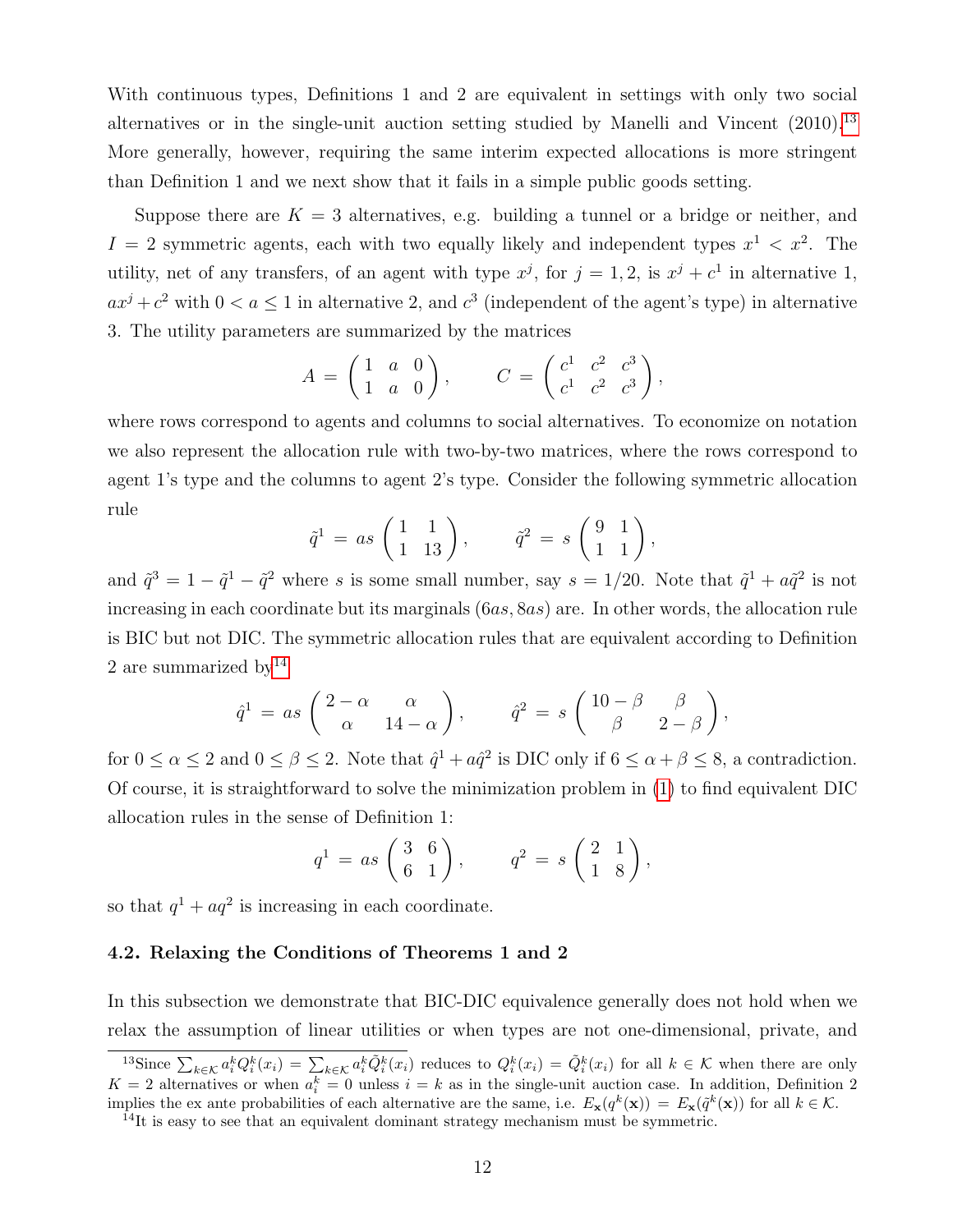With continuous types, Definitions 1 and 2 are equivalent in settings with only two social alternatives or in the single-unit auction setting studied by Manelli and Vincent (2010).[13] More generally, however, requiring the same interim expected allocations is more stringent than Definition 1 and we next show that it fails in a simple public goods setting.

Suppose there are $K = 3$ alternatives, e.g. building a tunnel or a bridge or neither, and $I = 2$ symmetric agents, each with two equally likely and independent types $x^1 < x^2$. The utility, net of any transfers, of an agent with type $x^j$, for $j = 1, 2$, is $x^j + c^1$ in alternative 1, $ax^j + c^2$ with $0 < a \leq 1$ in alternative 2, and $c^3$ (independent of the agent's type) in alternative 3. The utility parameters are summarized by the matrices

$$A = \begin{pmatrix} 1 & a & 0 \\ 1 & a & 0 \end{pmatrix}, \qquad C = \begin{pmatrix} c^1 & c^2 & c^3 \\ c^1 & c^2 & c^3 \end{pmatrix},$$

where rows correspond to agents and columns to social alternatives. To economize on notation we also represent the allocation rule with two-by-two matrices, where the rows correspond to agent 1's type and the columns to agent 2's type. Consider the following symmetric allocation rule

$$\tilde{q}^1 = as \begin{pmatrix} 1 & 1 \\ 1 & 13 \end{pmatrix}, \qquad \tilde{q}^2 = s \begin{pmatrix} 9 & 1 \\ 1 & 1 \end{pmatrix},$$

and $\tilde{q}^3 = 1 - \tilde{q}^1 - \tilde{q}^2$ where $s$ is some small number, say $s = 1/20$. Note that $\tilde{q}^1 + a\tilde{q}^2$ is not increasing in each coordinate but its marginals $(6as, 8as)$ are. In other words, the allocation rule is BIC but not DIC. The symmetric allocation rules that are equivalent according to Definition 2 are summarized by[14]

$$\hat{q}^1 = as \begin{pmatrix} 2 - \alpha & \alpha \\ \alpha & 14 - \alpha \end{pmatrix}, \qquad \hat{q}^2 = s \begin{pmatrix} 10 - \beta & \beta \\ \beta & 2 - \beta \end{pmatrix},$$

for $0 \leq \alpha \leq 2$ and $0 \leq \beta \leq 2$. Note that $\hat{q}^1 + a\hat{q}^2$ is DIC only if $6 \leq \alpha + \beta \leq 8$, a contradiction. Of course, it is straightforward to solve the minimization problem in (1) to find equivalent DIC allocation rules in the sense of Definition 1:

$$q^1 = as \begin{pmatrix} 3 & 6 \\ 6 & 1 \end{pmatrix}, \qquad q^2 = s \begin{pmatrix} 2 & 1 \\ 1 & 8 \end{pmatrix},$$

so that $q^1 + aq^2$ is increasing in each coordinate.

### 4.2. Relaxing the Conditions of Theorems 1 and 2

In this subsection we demonstrate that BIC-DIC equivalence generally does not hold when we relax the assumption of linear utilities or when types are not one-dimensional, private, and

---

[13] Since $\sum_{k \in \mathcal{K}} a_i^k Q_i^k(x_i) = \sum_{k \in \mathcal{K}} a_i^k \tilde{Q}_i^k(x_i)$ reduces to $Q_i^k(x_i) = \tilde{Q}_i^k(x_i)$ for all $k \in \mathcal{K}$ when there are only $K = 2$ alternatives or when $a_i^k = 0$ unless $i = k$ as in the single-unit auction case. In addition, Definition 2 implies the ex ante probabilities of each alternative are the same, i.e. $E_{\mathbf{x}}(q^k(\mathbf{x})) = E_{\mathbf{x}}(\tilde{q}^k(\mathbf{x}))$ for all $k \in \mathcal{K}$.

[14] It is easy to see that an equivalent dominant strategy mechanism must be symmetric.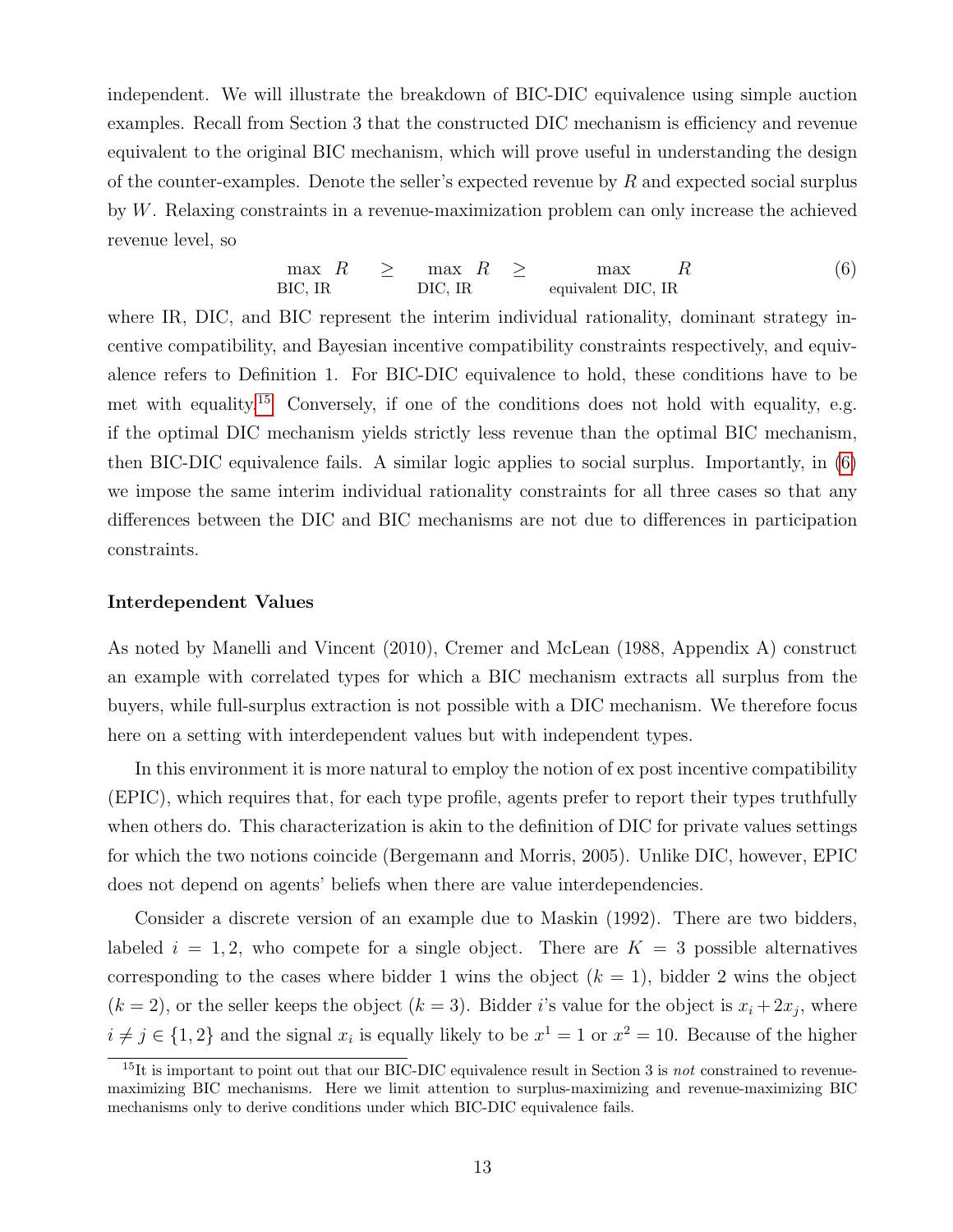independent. We will illustrate the breakdown of BIC-DIC equivalence using simple auction examples. Recall from Section 3 that the constructed DIC mechanism is efficiency and revenue equivalent to the original BIC mechanism, which will prove useful in understanding the design of the counter-examples. Denote the seller's expected revenue by $R$ and expected social surplus by $W$. Relaxing constraints in a revenue-maximization problem can only increase the achieved revenue level, so

$$\max_{\text{BIC, IR}} R \quad \geq \quad \max_{\text{DIC, IR}} R \quad \geq \quad \max_{\text{equivalent DIC, IR}} R \tag{6}$$

where IR, DIC, and BIC represent the interim individual rationality, dominant strategy incentive compatibility, and Bayesian incentive compatibility constraints respectively, and equivalence refers to Definition 1. For BIC-DIC equivalence to hold, these conditions have to be met with equality.[15] Conversely, if one of the conditions does not hold with equality, e.g. if the optimal DIC mechanism yields strictly less revenue than the optimal BIC mechanism, then BIC-DIC equivalence fails. A similar logic applies to social surplus. Importantly, in (6) we impose the same interim individual rationality constraints for all three cases so that any differences between the DIC and BIC mechanisms are not due to differences in participation constraints.

### Interdependent Values

As noted by Manelli and Vincent (2010), Cremer and McLean (1988, Appendix A) construct an example with correlated types for which a BIC mechanism extracts all surplus from the buyers, while full-surplus extraction is not possible with a DIC mechanism. We therefore focus here on a setting with interdependent values but with independent types.

In this environment it is more natural to employ the notion of ex post incentive compatibility (EPIC), which requires that, for each type profile, agents prefer to report their types truthfully when others do. This characterization is akin to the definition of DIC for private values settings for which the two notions coincide (Bergemann and Morris, 2005). Unlike DIC, however, EPIC does not depend on agents' beliefs when there are value interdependencies.

Consider a discrete version of an example due to Maskin (1992). There are two bidders, labeled $i = 1, 2$, who compete for a single object. There are $K = 3$ possible alternatives corresponding to the cases where bidder 1 wins the object ($k = 1$), bidder 2 wins the object ($k = 2$), or the seller keeps the object ($k = 3$). Bidder $i$'s value for the object is $x_i + 2x_j$, where $i \neq j \in \{1, 2\}$ and the signal $x_i$ is equally likely to be $x^1 = 1$ or $x^2 = 10$. Because of the higher

[15] It is important to point out that our BIC-DIC equivalence result in Section 3 is *not* constrained to revenue-maximizing BIC mechanisms. Here we limit attention to surplus-maximizing and revenue-maximizing BIC mechanisms only to derive conditions under which BIC-DIC equivalence fails.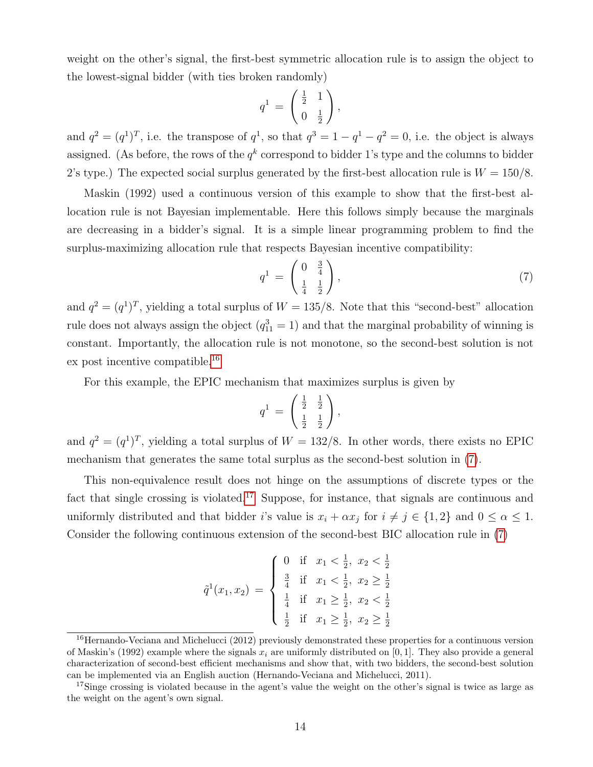weight on the other's signal, the first-best symmetric allocation rule is to assign the object to the lowest-signal bidder (with ties broken randomly)

$$q^1 = \begin{pmatrix} \frac{1}{2} & 1 \\ 0 & \frac{1}{2} \end{pmatrix},$$

and $q^2 = (q^1)^T$, i.e. the transpose of $q^1$, so that $q^3 = 1 - q^1 - q^2 = 0$, i.e. the object is always assigned. (As before, the rows of the $q^k$ correspond to bidder 1's type and the columns to bidder 2's type.) The expected social surplus generated by the first-best allocation rule is $W = 150/8$.

Maskin (1992) used a continuous version of this example to show that the first-best allocation rule is not Bayesian implementable. Here this follows simply because the marginals are decreasing in a bidder's signal. It is a simple linear programming problem to find the surplus-maximizing allocation rule that respects Bayesian incentive compatibility:

$$q^1 = \begin{pmatrix} 0 & \frac{3}{4} \\ \frac{1}{4} & \frac{1}{2} \end{pmatrix}, \tag{7}$$

and $q^2 = (q^1)^T$, yielding a total surplus of $W = 135/8$. Note that this "second-best" allocation rule does not always assign the object ($q^3_{11} = 1$) and that the marginal probability of winning is constant. Importantly, the allocation rule is not monotone, so the second-best solution is not ex post incentive compatible.[16]

For this example, the EPIC mechanism that maximizes surplus is given by

$$q^1 = \begin{pmatrix} \frac{1}{2} & \frac{1}{2} \\ \frac{1}{2} & \frac{1}{2} \end{pmatrix},$$

and $q^2 = (q^1)^T$, yielding a total surplus of $W = 132/8$. In other words, there exists no EPIC mechanism that generates the same total surplus as the second-best solution in (7).

This non-equivalence result does not hinge on the assumptions of discrete types or the fact that single crossing is violated.[17] Suppose, for instance, that signals are continuous and uniformly distributed and that bidder $i$'s value is $x_i + \alpha x_j$ for $i \neq j \in \{1, 2\}$ and $0 \leq \alpha \leq 1$. Consider the following continuous extension of the second-best BIC allocation rule in (7)

$$\tilde{q}^1(x_1, x_2) = \begin{cases} 0 & \text{if} \quad x_1 < \frac{1}{2}, \ x_2 < \frac{1}{2} \\ \frac{3}{4} & \text{if} \quad x_1 < \frac{1}{2}, \ x_2 \geq \frac{1}{2} \\ \frac{1}{4} & \text{if} \quad x_1 \geq \frac{1}{2}, \ x_2 < \frac{1}{2} \\ \frac{1}{2} & \text{if} \quad x_1 \geq \frac{1}{2}, \ x_2 \geq \frac{1}{2} \end{cases}$$

[16] Hernando-Veciana and Michelucci (2012) previously demonstrated these properties for a continuous version of Maskin's (1992) example where the signals $x_i$ are uniformly distributed on $[0, 1]$. They also provide a general characterization of second-best efficient mechanisms and show that, with two bidders, the second-best solution can be implemented via an English auction (Hernando-Veciana and Michelucci, 2011).

[17] Singe crossing is violated because in the agent's value the weight on the other's signal is twice as large as the weight on the agent's own signal.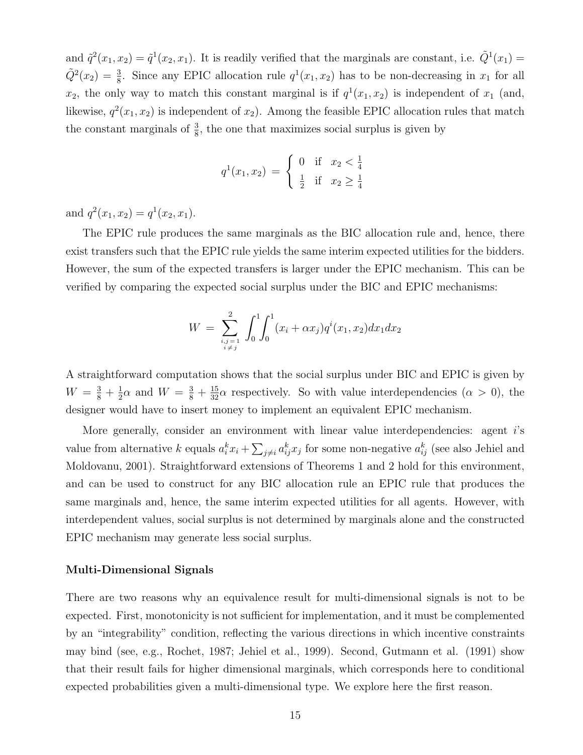and $\tilde{q}^2(x_1, x_2) = \tilde{q}^1(x_2, x_1)$. It is readily verified that the marginals are constant, i.e. $\tilde{Q}^1(x_1) = \tilde{Q}^2(x_2) = \frac{3}{8}$. Since any EPIC allocation rule $q^1(x_1, x_2)$ has to be non-decreasing in $x_1$ for all $x_2$, the only way to match this constant marginal is if $q^1(x_1, x_2)$ is independent of $x_1$ (and, likewise, $q^2(x_1, x_2)$ is independent of $x_2$). Among the feasible EPIC allocation rules that match the constant marginals of $\frac{3}{8}$, the one that maximizes social surplus is given by

$$q^1(x_1, x_2) = \begin{cases} 0 & \text{if} \quad x_2 < \frac{1}{4} \\ \frac{1}{2} & \text{if} \quad x_2 \geq \frac{1}{4} \end{cases}$$

and $q^2(x_1, x_2) = q^1(x_2, x_1)$.

The EPIC rule produces the same marginals as the BIC allocation rule and, hence, there exist transfers such that the EPIC rule yields the same interim expected utilities for the bidders. However, the sum of the expected transfers is larger under the EPIC mechanism. This can be verified by comparing the expected social surplus under the BIC and EPIC mechanisms:

$$W = \sum_{\substack{i,j=1 \\ i \neq j}}^{2} \int_0^1 \int_0^1 (x_i + \alpha x_j) q^i(x_1, x_2) dx_1 dx_2$$

A straightforward computation shows that the social surplus under BIC and EPIC is given by $W = \frac{3}{8} + \frac{1}{2}\alpha$ and $W = \frac{3}{8} + \frac{15}{32}\alpha$ respectively. So with value interdependencies ($\alpha > 0$), the designer would have to insert money to implement an equivalent EPIC mechanism.

More generally, consider an environment with linear value interdependencies: agent $i$'s value from alternative $k$ equals $a_i^k x_i + \sum_{j \neq i} a_{ij}^k x_j$ for some non-negative $a_{ij}^k$ (see also Jehiel and Moldovanu, 2001). Straightforward extensions of Theorems 1 and 2 hold for this environment, and can be used to construct for any BIC allocation rule an EPIC rule that produces the same marginals and, hence, the same interim expected utilities for all agents. However, with interdependent values, social surplus is not determined by marginals alone and the constructed EPIC mechanism may generate less social surplus.

**Multi-Dimensional Signals**

There are two reasons why an equivalence result for multi-dimensional signals is not to be expected. First, monotonicity is not sufficient for implementation, and it must be complemented by an "integrability" condition, reflecting the various directions in which incentive constraints may bind (see, e.g., Rochet, 1987; Jehiel et al., 1999). Second, Gutmann et al. (1991) show that their result fails for higher dimensional marginals, which corresponds here to conditional expected probabilities given a multi-dimensional type. We explore here the first reason.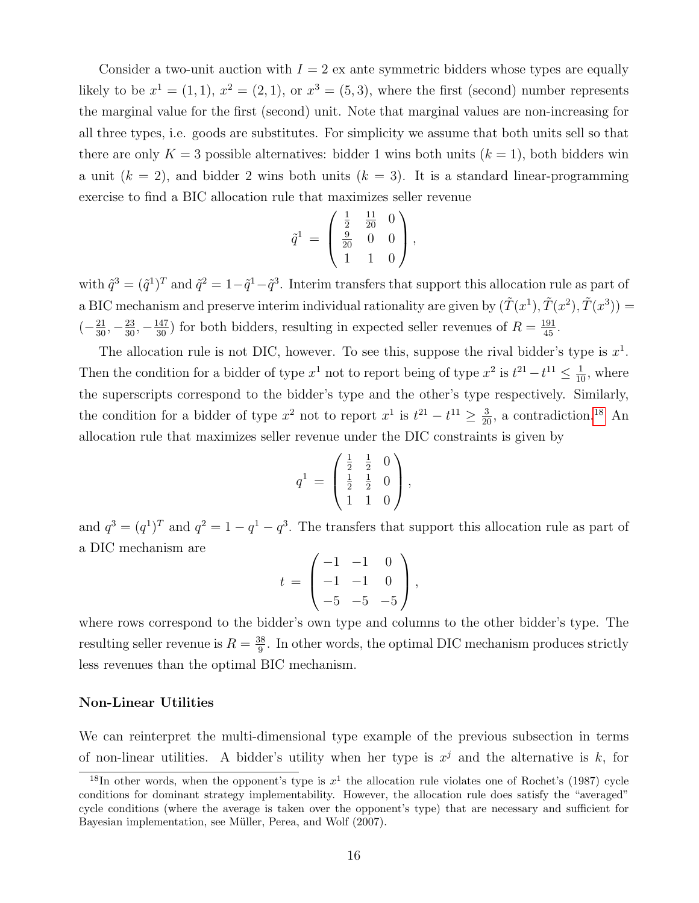Consider a two-unit auction with $I = 2$ ex ante symmetric bidders whose types are equally likely to be $x^1 = (1, 1)$, $x^2 = (2, 1)$, or $x^3 = (5, 3)$, where the first (second) number represents the marginal value for the first (second) unit. Note that marginal values are non-increasing for all three types, i.e. goods are substitutes. For simplicity we assume that both units sell so that there are only $K = 3$ possible alternatives: bidder 1 wins both units ($k = 1$), both bidders win a unit ($k = 2$), and bidder 2 wins both units ($k = 3$). It is a standard linear-programming exercise to find a BIC allocation rule that maximizes seller revenue

$$
\tilde{q}^1 = \begin{pmatrix} \frac{1}{2} & \frac{11}{20} & 0 \\ \frac{9}{20} & 0 & 0 \\ 1 & 1 & 0 \end{pmatrix},
$$

with $\tilde{q}^3 = (\tilde{q}^1)^T$ and $\tilde{q}^2 = 1 - \tilde{q}^1 - \tilde{q}^3$. Interim transfers that support this allocation rule as part of a BIC mechanism and preserve interim individual rationality are given by $(\tilde{T}(x^1), \tilde{T}(x^2), \tilde{T}(x^3)) = (-\frac{21}{30}, -\frac{23}{30}, -\frac{147}{30})$ for both bidders, resulting in expected seller revenues of $R = \frac{191}{45}$.

The allocation rule is not DIC, however. To see this, suppose the rival bidder's type is $x^1$. Then the condition for a bidder of type $x^1$ not to report being of type $x^2$ is $t^{21} - t^{11} \leq \frac{1}{10}$, where the superscripts correspond to the bidder's type and the other's type respectively. Similarly, the condition for a bidder of type $x^2$ not to report $x^1$ is $t^{21} - t^{11} \geq \frac{3}{20}$, a contradiction.[18] An allocation rule that maximizes seller revenue under the DIC constraints is given by

$$
q^1 = \begin{pmatrix} \frac{1}{2} & \frac{1}{2} & 0 \\ \frac{1}{2} & \frac{1}{2} & 0 \\ 1 & 1 & 0 \end{pmatrix},
$$

and $q^3 = (q^1)^T$ and $q^2 = 1 - q^1 - q^3$. The transfers that support this allocation rule as part of a DIC mechanism are

$$
t = \begin{pmatrix} -1 & -1 & 0 \\ -1 & -1 & 0 \\ -5 & -5 & -5 \end{pmatrix},
$$

where rows correspond to the bidder's own type and columns to the other bidder's type. The resulting seller revenue is $R = \frac{38}{9}$. In other words, the optimal DIC mechanism produces strictly less revenues than the optimal BIC mechanism.

**Non-Linear Utilities**

We can reinterpret the multi-dimensional type example of the previous subsection in terms of non-linear utilities. A bidder's utility when her type is $x^j$ and the alternative is $k$, for

[18] In other words, when the opponent's type is $x^1$ the allocation rule violates one of Rochet's (1987) cycle conditions for dominant strategy implementability. However, the allocation rule does satisfy the "averaged" cycle conditions (where the average is taken over the opponent's type) that are necessary and sufficient for Bayesian implementation, see Müller, Perea, and Wolf (2007).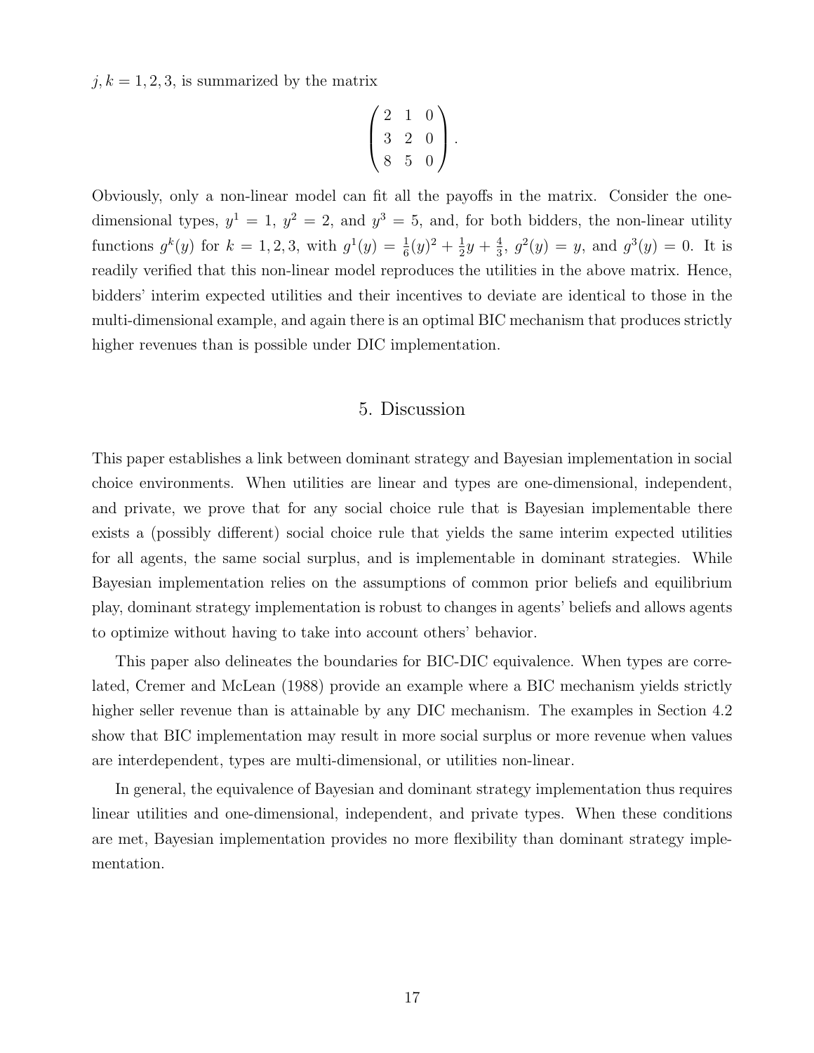$j, k = 1, 2, 3$, is summarized by the matrix

$$\begin{pmatrix} 2 & 1 & 0 \\ 3 & 2 & 0 \\ 8 & 5 & 0 \end{pmatrix}.$$

Obviously, only a non-linear model can fit all the payoffs in the matrix. Consider the one-dimensional types, $y^1 = 1$, $y^2 = 2$, and $y^3 = 5$, and, for both bidders, the non-linear utility functions $g^k(y)$ for $k = 1, 2, 3$, with $g^1(y) = \frac{1}{6}(y)^2 + \frac{1}{2}y + \frac{4}{3}$, $g^2(y) = y$, and $g^3(y) = 0$. It is readily verified that this non-linear model reproduces the utilities in the above matrix. Hence, bidders' interim expected utilities and their incentives to deviate are identical to those in the multi-dimensional example, and again there is an optimal BIC mechanism that produces strictly higher revenues than is possible under DIC implementation.

## 5. Discussion

This paper establishes a link between dominant strategy and Bayesian implementation in social choice environments. When utilities are linear and types are one-dimensional, independent, and private, we prove that for any social choice rule that is Bayesian implementable there exists a (possibly different) social choice rule that yields the same interim expected utilities for all agents, the same social surplus, and is implementable in dominant strategies. While Bayesian implementation relies on the assumptions of common prior beliefs and equilibrium play, dominant strategy implementation is robust to changes in agents' beliefs and allows agents to optimize without having to take into account others' behavior.

This paper also delineates the boundaries for BIC-DIC equivalence. When types are correlated, Cremer and McLean (1988) provide an example where a BIC mechanism yields strictly higher seller revenue than is attainable by any DIC mechanism. The examples in Section 4.2 show that BIC implementation may result in more social surplus or more revenue when values are interdependent, types are multi-dimensional, or utilities non-linear.

In general, the equivalence of Bayesian and dominant strategy implementation thus requires linear utilities and one-dimensional, independent, and private types. When these conditions are met, Bayesian implementation provides no more flexibility than dominant strategy implementation.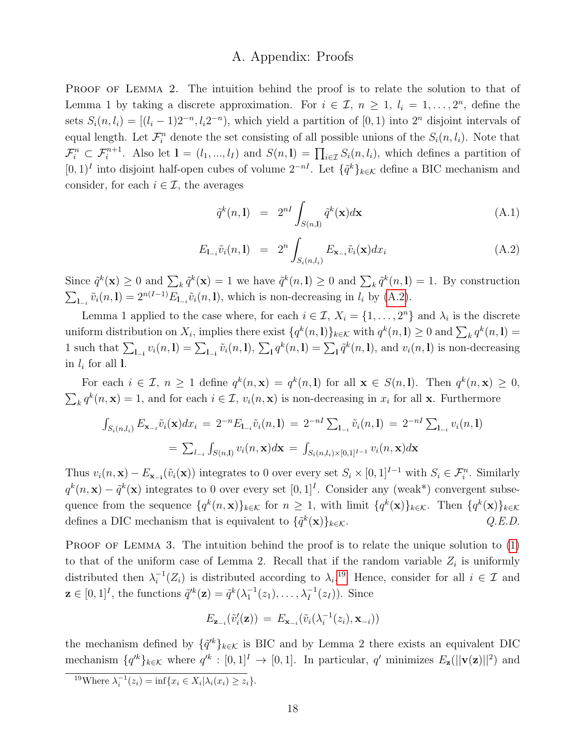# A. Appendix: Proofs

Proof of Lemma 2. The intuition behind the proof is to relate the solution to that of Lemma 1 by taking a discrete approximation. For $i \in \mathcal{I}$, $n \geq 1$, $l_i = 1, \ldots, 2^n$, define the sets $S_i(n, l_i) = [(l_i - 1)2^{-n}, l_i 2^{-n})$, which yield a partition of $[0, 1)$ into $2^n$ disjoint intervals of equal length. Let $\mathcal{F}_i^n$ denote the set consisting of all possible unions of the $S_i(n, l_i)$. Note that $\mathcal{F}_i^n \subset \mathcal{F}_i^{n+1}$. Also let $\mathbf{l} = (l_1, ..., l_I)$ and $S(n, \mathbf{l}) = \prod_{i \in \mathcal{I}} S_i(n, l_i)$, which defines a partition of $[0, 1)^I$ into disjoint half-open cubes of volume $2^{-nI}$. Let $\{\tilde{q}^k\}_{k \in \mathcal{K}}$ define a BIC mechanism and consider, for each $i \in \mathcal{I}$, the averages

$$\tilde{q}^k(n, \mathbf{l}) \;=\; 2^{nI} \int_{S(n,\mathbf{l})} \tilde{q}^k(\mathbf{x}) d\mathbf{x} \tag{A.1}$$

$$E_{\mathbf{l}_{-i}} \tilde{v}_i(n, \mathbf{l}) \;=\; 2^n \int_{S_i(n,l_i)} E_{\mathbf{x}_{-i}} \tilde{v}_i(\mathbf{x}) dx_i \tag{A.2}$$

Since $\tilde{q}^k(\mathbf{x}) \geq 0$ and $\sum_k \tilde{q}^k(\mathbf{x}) = 1$ we have $\tilde{q}^k(n, \mathbf{l}) \geq 0$ and $\sum_k \tilde{q}^k(n, \mathbf{l}) = 1$. By construction $\sum_{\mathbf{l}_{-i}} \tilde{v}_i(n, \mathbf{l}) = 2^{n(I-1)} E_{\mathbf{l}_{-i}} \tilde{v}_i(n, \mathbf{l})$, which is non-decreasing in $l_i$ by (A.2).

Lemma 1 applied to the case where, for each $i \in \mathcal{I}$, $X_i = \{1, \ldots, 2^n\}$ and $\lambda_i$ is the discrete uniform distribution on $X_i$, implies there exist $\{q^k(n, \mathbf{l})\}_{k \in \mathcal{K}}$ with $q^k(n, \mathbf{l}) \geq 0$ and $\sum_k q^k(n, \mathbf{l}) = 1$ such that $\sum_{\mathbf{l_{-i}}} v_i(n, \mathbf{l}) = \sum_{\mathbf{l_{-i}}} \tilde{v}_i(n, \mathbf{l})$, $\sum_{\mathbf{l}} q^k(n, \mathbf{l}) = \sum_{\mathbf{l}} \tilde{q}^k(n, \mathbf{l})$, and $v_i(n, \mathbf{l})$ is non-decreasing in $l_i$ for all $\mathbf{l}$.

For each $i \in \mathcal{I}$, $n \geq 1$ define $q^k(n, \mathbf{x}) = q^k(n, \mathbf{l})$ for all $\mathbf{x} \in S(n, \mathbf{l})$. Then $q^k(n, \mathbf{x}) \geq 0$, $\sum_k q^k(n, \mathbf{x}) = 1$, and for each $i \in \mathcal{I}$, $v_i(n, \mathbf{x})$ is non-decreasing in $x_i$ for all $\mathbf{x}$. Furthermore

$$\begin{aligned}\int_{S_i(n,l_i)} E_{\mathbf{x}_{-i}} \tilde{v}_i(\mathbf{x}) dx_i \;&=\; 2^{-n} E_{\mathbf{l}_{-i}} \tilde{v}_i(n, \mathbf{l}) \;=\; 2^{-nI} \sum_{\mathbf{l}_{-i}} \tilde{v}_i(n, \mathbf{l}) \;=\; 2^{-nI} \sum_{\mathbf{l}_{-i}} v_i(n, \mathbf{l}) \\ &=\; \sum_{l_{-i}} \int_{S(n,\mathbf{l})} v_i(n, \mathbf{x}) d\mathbf{x} \;=\; \int_{S_i(n,l_i) \times [0,1]^{I-1}} v_i(n, \mathbf{x}) d\mathbf{x}\end{aligned}$$

Thus $v_i(n, \mathbf{x}) - E_{\mathbf{x_{-i}}}(\tilde{v}_i(\mathbf{x}))$ integrates to 0 over every set $S_i \times [0, 1]^{I-1}$ with $S_i \in \mathcal{F}_i^n$. Similarly $q^k(n, \mathbf{x}) - \tilde{q}^k(\mathbf{x})$ integrates to 0 over every set $[0, 1]^I$. Consider any (weak\*) convergent subsequence from the sequence $\{q^k(n, \mathbf{x})\}_{k \in \mathcal{K}}$ for $n \geq 1$, with limit $\{q^k(\mathbf{x})\}_{k \in \mathcal{K}}$. Then $\{q^k(\mathbf{x})\}_{k \in \mathcal{K}}$ defines a DIC mechanism that is equivalent to $\{\tilde{q}^k(\mathbf{x})\}_{k \in \mathcal{K}}$. *Q.E.D.*

Proof of Lemma 3. The intuition behind the proof is to relate the unique solution to (1) to that of the uniform case of Lemma 2. Recall that if the random variable $Z_i$ is uniformly distributed then $\lambda_i^{-1}(Z_i)$ is distributed according to $\lambda_i$.[19] Hence, consider for all $i \in \mathcal{I}$ and $\mathbf{z} \in [0, 1]^I$, the functions $\tilde{q}'^k(\mathbf{z}) = \tilde{q}^k(\lambda_1^{-1}(z_1), \ldots, \lambda_I^{-1}(z_I))$. Since

$$E_{\mathbf{z}_{-i}}(\tilde{v}'_i(\mathbf{z})) \;=\; E_{\mathbf{x}_{-i}}(\tilde{v}_i(\lambda_i^{-1}(z_i), \mathbf{x}_{-i}))$$

the mechanism defined by $\{\tilde{q}'^k\}_{k \in \mathcal{K}}$ is BIC and by Lemma 2 there exists an equivalent DIC mechanism $\{q'^k\}_{k \in \mathcal{K}}$ where $q'^k : [0, 1]^I \to [0, 1]$. In particular, $q'$ minimizes $E_{\mathbf{z}}(||\mathbf{v}(\mathbf{z})||^2)$ and

[19] Where $\lambda_i^{-1}(z_i) = \inf\{x_i \in X_i | \lambda_i(x_i) \geq z_i\}$.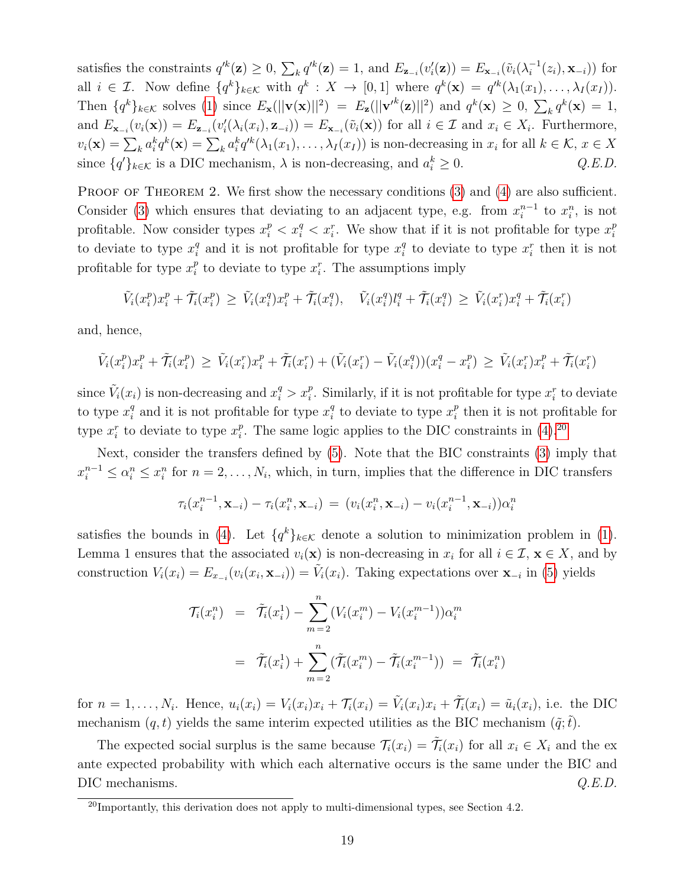satisfies the constraints $q'^k(\mathbf{z}) \geq 0$, $\sum_k q'^k(\mathbf{z}) = 1$, and $E_{\mathbf{z}_{-i}}(v'_i(\mathbf{z})) = E_{\mathbf{x}_{-i}}(\tilde{v}_i(\lambda_i^{-1}(z_i), \mathbf{x}_{-i}))$ for all $i \in \mathcal{I}$. Now define $\{q^k\}_{k\in\mathcal{K}}$ with $q^k : X \to [0,1]$ where $q^k(\mathbf{x}) = q'^k(\lambda_1(x_1), \ldots, \lambda_I(x_I))$. Then $\{q^k\}_{k\in\mathcal{K}}$ solves (1) since $E_{\mathbf{x}}(||\mathbf{v}(\mathbf{x})||^2) = E_{\mathbf{z}}(||\mathbf{v}'^k(\mathbf{z})||^2)$ and $q^k(\mathbf{x}) \geq 0$, $\sum_k q^k(\mathbf{x}) = 1$, and $E_{\mathbf{x}_{-i}}(v_i(\mathbf{x})) = E_{\mathbf{z}_{-i}}(v'_i(\lambda_i(x_i), \mathbf{z}_{-i})) = E_{\mathbf{x}_{-i}}(\tilde{v}_i(\mathbf{x}))$ for all $i \in \mathcal{I}$ and $x_i \in X_i$. Furthermore, $v_i(\mathbf{x}) = \sum_k a_i^k q^k(\mathbf{x}) = \sum_k a_i^k q'^k(\lambda_1(x_1), \ldots, \lambda_I(x_I))$ is non-decreasing in $x_i$ for all $k \in \mathcal{K}$, $x \in X$ since $\{q'\}_{k\in\mathcal{K}}$ is a DIC mechanism, $\lambda$ is non-decreasing, and $a_i^k \geq 0$. *Q.E.D.*

Proof of Theorem 2. We first show the necessary conditions (3) and (4) are also sufficient. Consider (3) which ensures that deviating to an adjacent type, e.g. from $x_i^{n-1}$ to $x_i^n$, is not profitable. Now consider types $x_i^p < x_i^q < x_i^r$. We show that if it is not profitable for type $x_i^p$ to deviate to type $x_i^q$ and it is not profitable for type $x_i^q$ to deviate to type $x_i^r$ then it is not profitable for type $x_i^p$ to deviate to type $x_i^r$. The assumptions imply

$$\tilde{V}_i(x_i^p)x_i^p + \tilde{\mathcal{T}}_i(x_i^p) \;\geq\; \tilde{V}_i(x_i^q)x_i^p + \tilde{\mathcal{T}}_i(x_i^q), \quad \tilde{V}_i(x_i^q)l_i^q + \tilde{\mathcal{T}}_i(x_i^q) \;\geq\; \tilde{V}_i(x_i^r)x_i^q + \tilde{\mathcal{T}}_i(x_i^r)$$

and, hence,

$$\tilde{V}_i(x_i^p)x_i^p + \tilde{\mathcal{T}}_i(x_i^p) \;\geq\; \tilde{V}_i(x_i^r)x_i^p + \tilde{\mathcal{T}}_i(x_i^r) + (\tilde{V}_i(x_i^r) - \tilde{V}_i(x_i^q))(x_i^q - x_i^p) \;\geq\; \tilde{V}_i(x_i^r)x_i^p + \tilde{\mathcal{T}}_i(x_i^r)$$

since $\tilde{V}_i(x_i)$ is non-decreasing and $x_i^q > x_i^p$. Similarly, if it is not profitable for type $x_i^r$ to deviate to type $x_i^q$ and it is not profitable for type $x_i^q$ to deviate to type $x_i^p$ then it is not profitable for type $x_i^r$ to deviate to type $x_i^p$. The same logic applies to the DIC constraints in (4).[20]

Next, consider the transfers defined by (5). Note that the BIC constraints (3) imply that $x_i^{n-1} \leq \alpha_i^n \leq x_i^n$ for $n = 2, \ldots, N_i$, which, in turn, implies that the difference in DIC transfers

$$\tau_i(x_i^{n-1}, \mathbf{x}_{-i}) - \tau_i(x_i^n, \mathbf{x}_{-i}) \;=\; (v_i(x_i^n, \mathbf{x}_{-i}) - v_i(x_i^{n-1}, \mathbf{x}_{-i}))\alpha_i^n$$

satisfies the bounds in (4). Let $\{q^k\}_{k\in\mathcal{K}}$ denote a solution to minimization problem in (1). Lemma 1 ensures that the associated $v_i(\mathbf{x})$ is non-decreasing in $x_i$ for all $i \in \mathcal{I}$, $\mathbf{x} \in X$, and by construction $V_i(x_i) = E_{x_{-i}}(v_i(x_i, \mathbf{x}_{-i})) = \tilde{V}_i(x_i)$. Taking expectations over $\mathbf{x}_{-i}$ in (5) yields

$$\begin{aligned}
\mathcal{T}_i(x_i^n) \;&=\; \tilde{\mathcal{T}}_i(x_i^1) - \sum_{m=2}^{n} (V_i(x_i^m) - V_i(x_i^{m-1}))\alpha_i^m \\
&=\; \tilde{\mathcal{T}}_i(x_i^1) + \sum_{m=2}^{n} (\tilde{\mathcal{T}}_i(x_i^m) - \tilde{\mathcal{T}}_i(x_i^{m-1})) \;=\; \tilde{\mathcal{T}}_i(x_i^n)
\end{aligned}$$

for $n = 1, \ldots, N_i$. Hence, $u_i(x_i) = V_i(x_i)x_i + \mathcal{T}_i(x_i) = \tilde{V}_i(x_i)x_i + \tilde{\mathcal{T}}_i(x_i) = \tilde{u}_i(x_i)$, i.e. the DIC mechanism $(q, t)$ yields the same interim expected utilities as the BIC mechanism $(\tilde{q}; \tilde{t})$.

The expected social surplus is the same because $\mathcal{T}_i(x_i) = \tilde{\mathcal{T}}_i(x_i)$ for all $x_i \in X_i$ and the ex ante expected probability with which each alternative occurs is the same under the BIC and DIC mechanisms. *Q.E.D.*

[20] Importantly, this derivation does not apply to multi-dimensional types, see Section 4.2.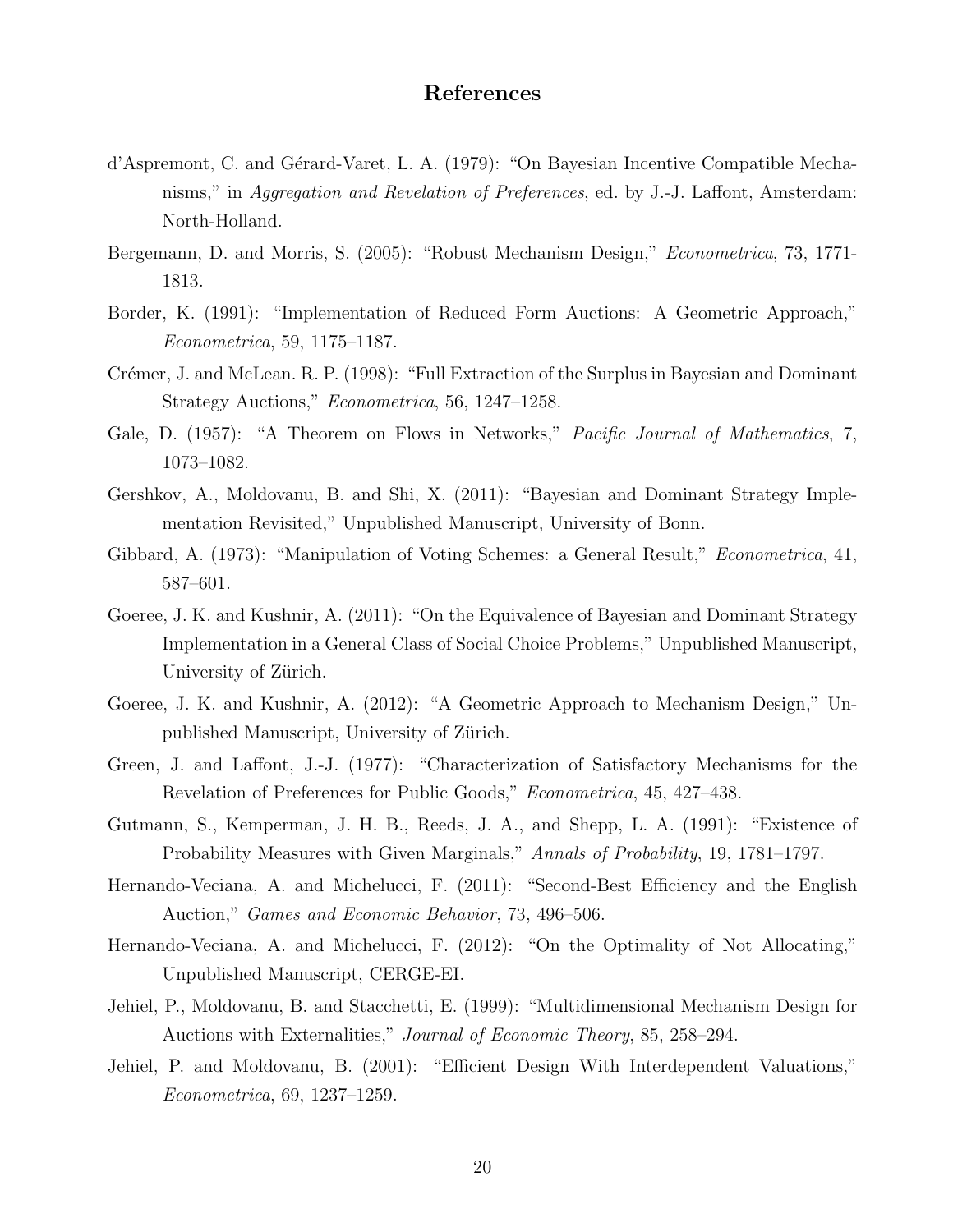# References

d'Aspremont, C. and Gérard-Varet, L. A. (1979): "On Bayesian Incentive Compatible Mechanisms," in *Aggregation and Revelation of Preferences*, ed. by J.-J. Laffont, Amsterdam: North-Holland.

Bergemann, D. and Morris, S. (2005): "Robust Mechanism Design," *Econometrica*, 73, 1771-1813.

Border, K. (1991): "Implementation of Reduced Form Auctions: A Geometric Approach," *Econometrica*, 59, 1175–1187.

Crémer, J. and McLean. R. P. (1998): "Full Extraction of the Surplus in Bayesian and Dominant Strategy Auctions," *Econometrica*, 56, 1247–1258.

Gale, D. (1957): "A Theorem on Flows in Networks," *Pacific Journal of Mathematics*, 7, 1073–1082.

Gershkov, A., Moldovanu, B. and Shi, X. (2011): "Bayesian and Dominant Strategy Implementation Revisited," Unpublished Manuscript, University of Bonn.

Gibbard, A. (1973): "Manipulation of Voting Schemes: a General Result," *Econometrica*, 41, 587–601.

Goeree, J. K. and Kushnir, A. (2011): "On the Equivalence of Bayesian and Dominant Strategy Implementation in a General Class of Social Choice Problems," Unpublished Manuscript, University of Zürich.

Goeree, J. K. and Kushnir, A. (2012): "A Geometric Approach to Mechanism Design," Unpublished Manuscript, University of Zürich.

Green, J. and Laffont, J.-J. (1977): "Characterization of Satisfactory Mechanisms for the Revelation of Preferences for Public Goods," *Econometrica*, 45, 427–438.

Gutmann, S., Kemperman, J. H. B., Reeds, J. A., and Shepp, L. A. (1991): "Existence of Probability Measures with Given Marginals," *Annals of Probability*, 19, 1781–1797.

Hernando-Veciana, A. and Michelucci, F. (2011): "Second-Best Efficiency and the English Auction," *Games and Economic Behavior*, 73, 496–506.

Hernando-Veciana, A. and Michelucci, F. (2012): "On the Optimality of Not Allocating," Unpublished Manuscript, CERGE-EI.

Jehiel, P., Moldovanu, B. and Stacchetti, E. (1999): "Multidimensional Mechanism Design for Auctions with Externalities," *Journal of Economic Theory*, 85, 258–294.

Jehiel, P. and Moldovanu, B. (2001): "Efficient Design With Interdependent Valuations," *Econometrica*, 69, 1237–1259.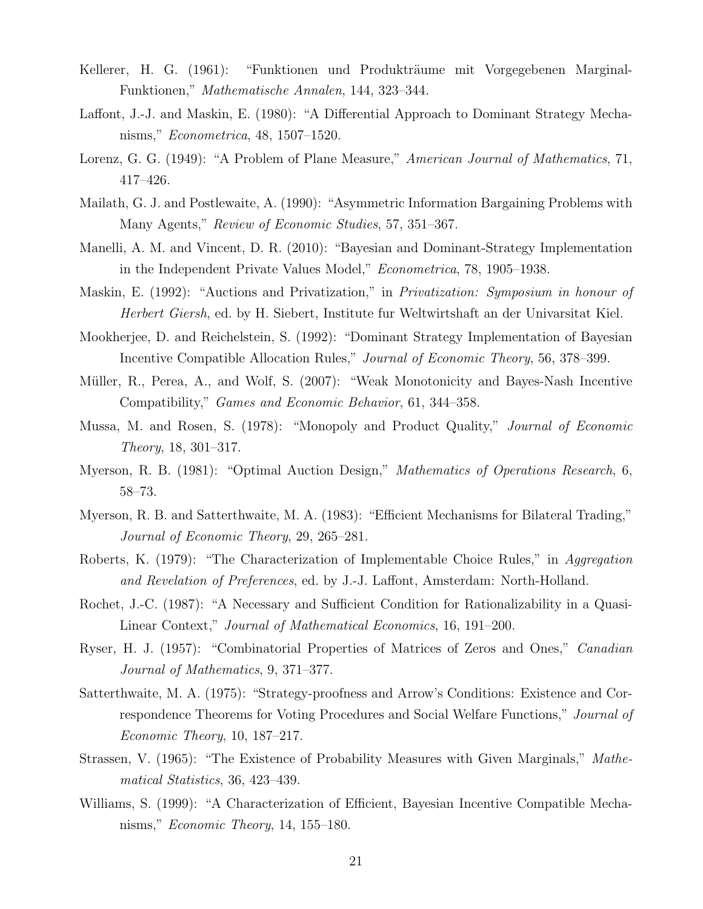Kellerer, H. G. (1961): "Funktionen und Produkträume mit Vorgegebenen Marginal-Funktionen," *Mathematische Annalen*, 144, 323–344.

Laffont, J.-J. and Maskin, E. (1980): "A Differential Approach to Dominant Strategy Mechanisms," *Econometrica*, 48, 1507–1520.

Lorenz, G. G. (1949): "A Problem of Plane Measure," *American Journal of Mathematics*, 71, 417–426.

Mailath, G. J. and Postlewaite, A. (1990): "Asymmetric Information Bargaining Problems with Many Agents," *Review of Economic Studies*, 57, 351–367.

Manelli, A. M. and Vincent, D. R. (2010): "Bayesian and Dominant-Strategy Implementation in the Independent Private Values Model," *Econometrica*, 78, 1905–1938.

Maskin, E. (1992): "Auctions and Privatization," in *Privatization: Symposium in honour of Herbert Giersh*, ed. by H. Siebert, Institute fur Weltwirtshaft an der Univarsitat Kiel.

Mookherjee, D. and Reichelstein, S. (1992): "Dominant Strategy Implementation of Bayesian Incentive Compatible Allocation Rules," *Journal of Economic Theory*, 56, 378–399.

Müller, R., Perea, A., and Wolf, S. (2007): "Weak Monotonicity and Bayes-Nash Incentive Compatibility," *Games and Economic Behavior*, 61, 344–358.

Mussa, M. and Rosen, S. (1978): "Monopoly and Product Quality," *Journal of Economic Theory*, 18, 301–317.

Myerson, R. B. (1981): "Optimal Auction Design," *Mathematics of Operations Research*, 6, 58–73.

Myerson, R. B. and Satterthwaite, M. A. (1983): "Efficient Mechanisms for Bilateral Trading," *Journal of Economic Theory*, 29, 265–281.

Roberts, K. (1979): "The Characterization of Implementable Choice Rules," in *Aggregation and Revelation of Preferences*, ed. by J.-J. Laffont, Amsterdam: North-Holland.

Rochet, J.-C. (1987): "A Necessary and Sufficient Condition for Rationalizability in a Quasi-Linear Context," *Journal of Mathematical Economics*, 16, 191–200.

Ryser, H. J. (1957): "Combinatorial Properties of Matrices of Zeros and Ones," *Canadian Journal of Mathematics*, 9, 371–377.

Satterthwaite, M. A. (1975): "Strategy-proofness and Arrow's Conditions: Existence and Correspondence Theorems for Voting Procedures and Social Welfare Functions," *Journal of Economic Theory*, 10, 187–217.

Strassen, V. (1965): "The Existence of Probability Measures with Given Marginals," *Mathematical Statistics*, 36, 423–439.

Williams, S. (1999): "A Characterization of Efficient, Bayesian Incentive Compatible Mechanisms," *Economic Theory*, 14, 155–180.